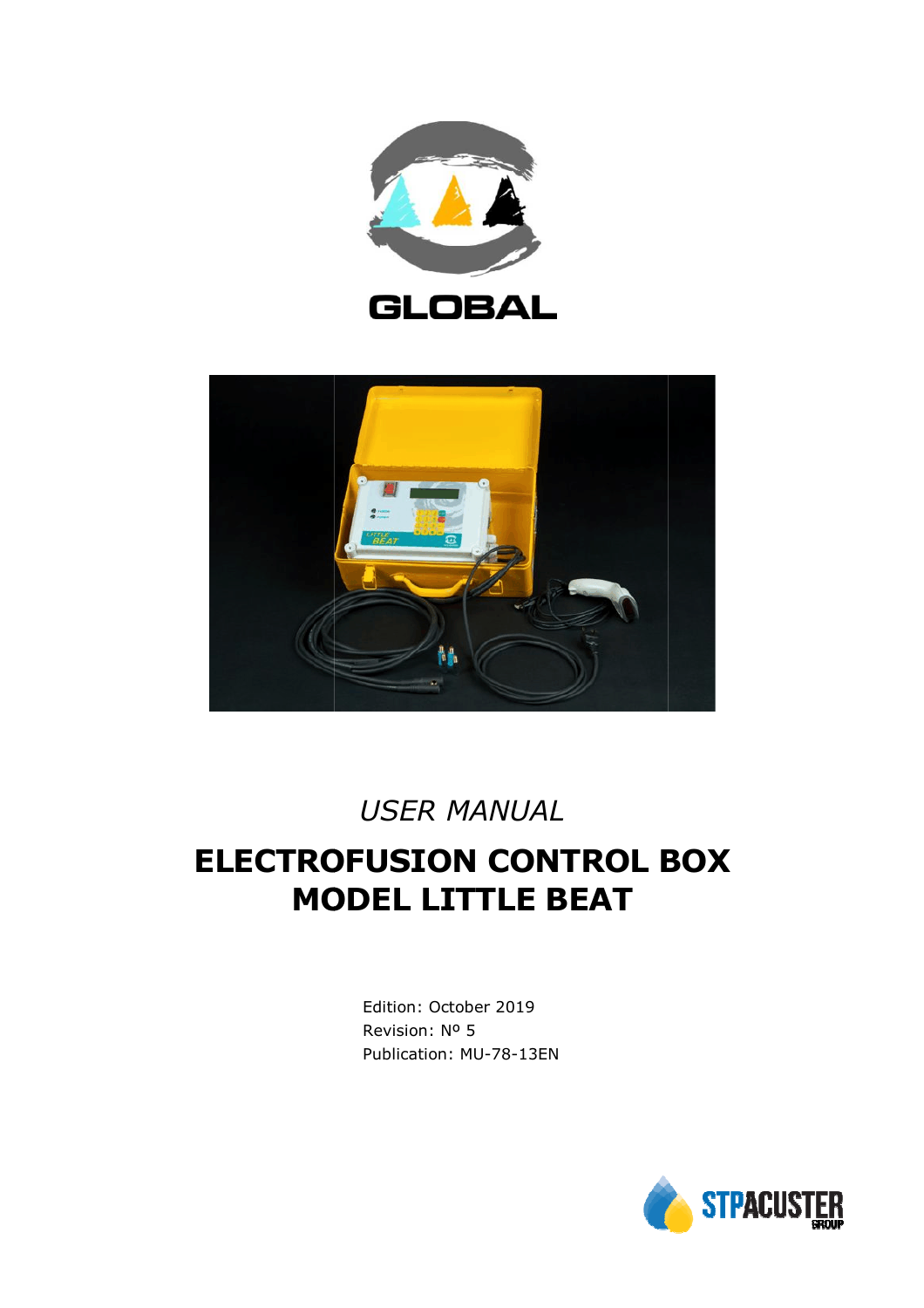GLOBAL

*USER MANUAL*

# ELECTROFUSION CONTROL BOX MODEL LITTLE BEAT

Edition: October 2019
Revision: Nº 5
Publication: MU-78-13EN

STPACUSTER GROUP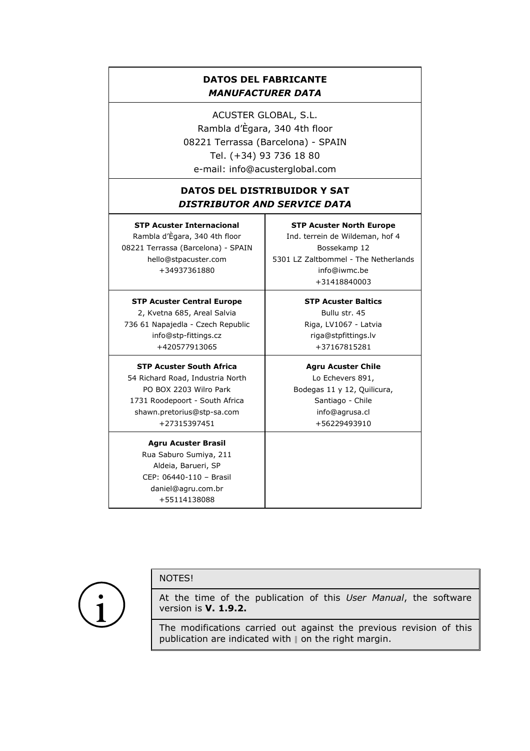| **DATOS DEL FABRICANTE** *MANUFACTURER DATA* | |
|---|---|
| ACUSTER GLOBAL, S.L. Rambla d'Ègara, 340 4th floor 08221 Terrassa (Barcelona) - SPAIN Tel. (+34) 93 736 18 80 e-mail: info@acusterglobal.com | |
| **DATOS DEL DISTRIBUIDOR Y SAT** *DISTRIBUTOR AND SERVICE DATA* | |
| **STP Acuster Internacional** Rambla d'Ègara, 340 4th floor 08221 Terrassa (Barcelona) - SPAIN hello@stpacuster.com +34937361880 | **STP Acuster North Europe** Ind. terrein de Wildeman, hof 4 Bossekamp 12 5301 LZ Zaltbommel - The Netherlands info@iwmc.be +31418840003 |
| **STP Acuster Central Europe** 2, Kvetna 685, Areal Salvia 736 61 Napajedla - Czech Republic info@stp-fittings.cz +420577913065 | **STP Acuster Baltics** Bullu str. 45 Riga, LV1067 - Latvia riga@stpfittings.lv +37167815281 |
| **STP Acuster South Africa** 54 Richard Road, Industria North PO BOX 2203 Wilro Park 1731 Roodepoort - South Africa shawn.pretorius@stp-sa.com +27315397451 | **Agru Acuster Chile** Lo Echevers 891, Bodegas 11 y 12, Quilicura, Santiago - Chile info@agrusa.cl +56229493910 |
| **Agru Acuster Brasil** Rua Saburo Sumiya, 211 Aldeia, Barueri, SP CEP: 06440-110 – Brasil daniel@agru.com.br +55114138088 | |

NOTES!

At the time of the publication of this *User Manual*, the software version is **V. 1.9.2.**

The modifications carried out against the previous revision of this publication are indicated with ‖ on the right margin.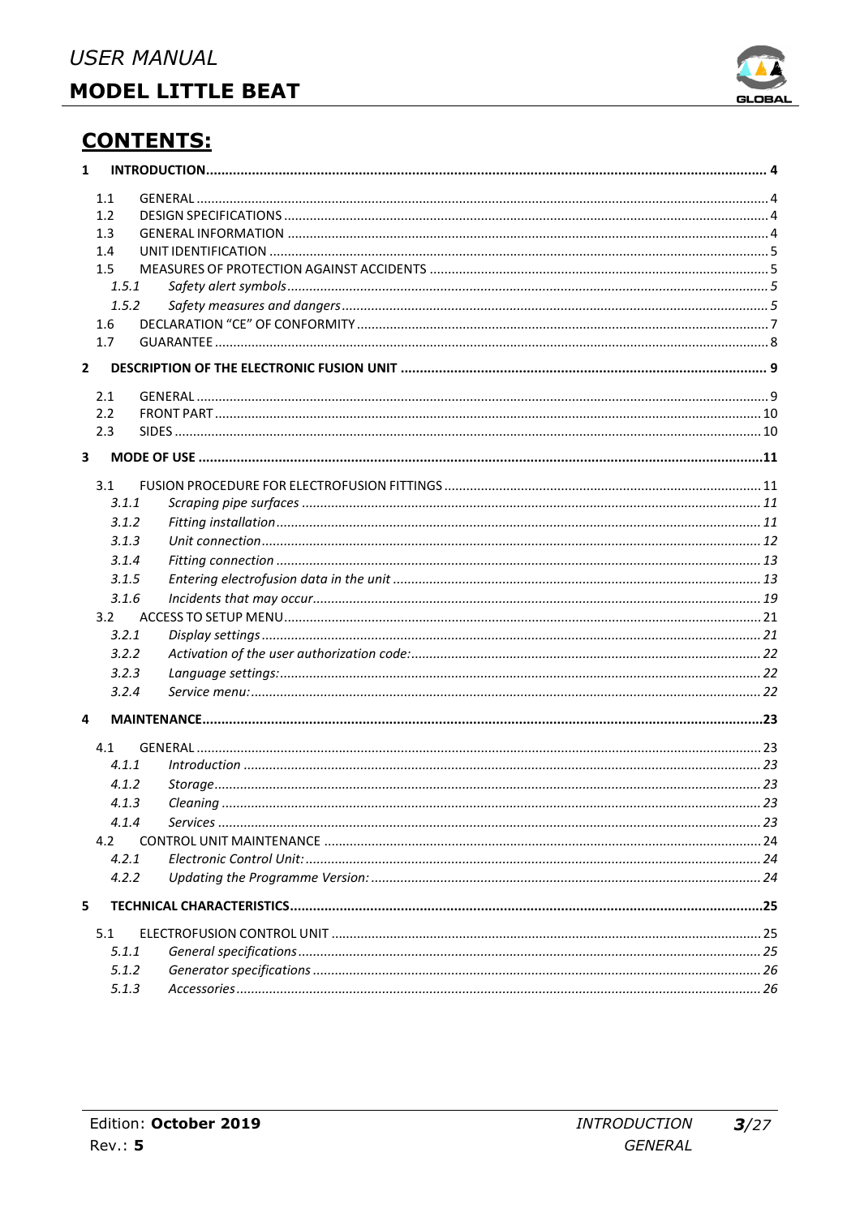## CONTENTS:

**1 INTRODUCTION ... 4**

- 1.1 GENERAL ... 4
- 1.2 DESIGN SPECIFICATIONS ... 4
- 1.3 GENERAL INFORMATION ... 4
- 1.4 UNIT IDENTIFICATION ... 5
- 1.5 MEASURES OF PROTECTION AGAINST ACCIDENTS ... 5
  - *1.5.1 Safety alert symbols ... 5*
  - *1.5.2 Safety measures and dangers ... 5*
- 1.6 DECLARATION "CE" OF CONFORMITY ... 7
- 1.7 GUARANTEE ... 8

**2 DESCRIPTION OF THE ELECTRONIC FUSION UNIT ... 9**

- 2.1 GENERAL ... 9
- 2.2 FRONT PART ... 10
- 2.3 SIDES ... 10

**3 MODE OF USE ... 11**

- 3.1 FUSION PROCEDURE FOR ELECTROFUSION FITTINGS ... 11
  - *3.1.1 Scraping pipe surfaces ... 11*
  - *3.1.2 Fitting installation ... 11*
  - *3.1.3 Unit connection ... 12*
  - *3.1.4 Fitting connection ... 13*
  - *3.1.5 Entering electrofusion data in the unit ... 13*
  - *3.1.6 Incidents that may occur ... 19*
- 3.2 ACCESS TO SETUP MENU ... 21
  - *3.2.1 Display settings ... 21*
  - *3.2.2 Activation of the user authorization code: ... 22*
  - *3.2.3 Language settings: ... 22*
  - *3.2.4 Service menu: ... 22*

**4 MAINTENANCE ... 23**

- 4.1 GENERAL ... 23
  - *4.1.1 Introduction ... 23*
  - *4.1.2 Storage ... 23*
  - *4.1.3 Cleaning ... 23*
  - *4.1.4 Services ... 23*
- 4.2 CONTROL UNIT MAINTENANCE ... 24
  - *4.2.1 Electronic Control Unit: ... 24*
  - *4.2.2 Updating the Programme Version: ... 24*

**5 TECHNICAL CHARACTERISTICS ... 25**

- 5.1 ELECTROFUSION CONTROL UNIT ... 25
  - *5.1.1 General specifications ... 25*
  - *5.1.2 Generator specifications ... 26*
  - *5.1.3 Accessories ... 26*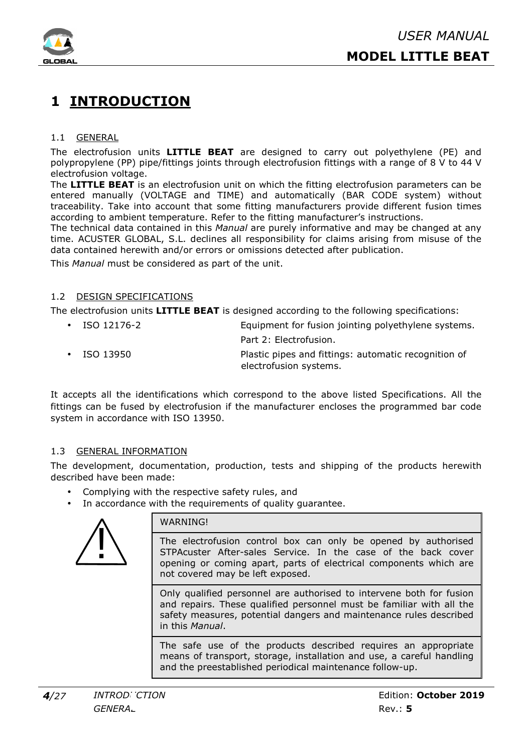# 1 INTRODUCTION

## 1.1 GENERAL

The electrofusion units **LITTLE BEAT** are designed to carry out polyethylene (PE) and polypropylene (PP) pipe/fittings joints through electrofusion fittings with a range of 8 V to 44 V electrofusion voltage.

The **LITTLE BEAT** is an electrofusion unit on which the fitting electrofusion parameters can be entered manually (VOLTAGE and TIME) and automatically (BAR CODE system) without traceability. Take into account that some fitting manufacturers provide different fusion times according to ambient temperature. Refer to the fitting manufacturer's instructions.

The technical data contained in this *Manual* are purely informative and may be changed at any time. ACUSTER GLOBAL, S.L. declines all responsibility for claims arising from misuse of the data contained herewith and/or errors or omissions detected after publication.

This *Manual* must be considered as part of the unit.

## 1.2 DESIGN SPECIFICATIONS

The electrofusion units **LITTLE BEAT** is designed according to the following specifications:

- ISO 12176-2 — Equipment for fusion jointing polyethylene systems. Part 2: Electrofusion.
- ISO 13950 — Plastic pipes and fittings: automatic recognition of electrofusion systems.

It accepts all the identifications which correspond to the above listed Specifications. All the fittings can be fused by electrofusion if the manufacturer encloses the programmed bar code system in accordance with ISO 13950.

## 1.3 GENERAL INFORMATION

The development, documentation, production, tests and shipping of the products herewith described have been made:

- Complying with the respective safety rules, and
- In accordance with the requirements of quality guarantee.

| WARNING! |
|---|
| The electrofusion control box can only be opened by authorised STPAcuster After-sales Service. In the case of the back cover opening or coming apart, parts of electrical components which are not covered may be left exposed. |
| Only qualified personnel are authorised to intervene both for fusion and repairs. These qualified personnel must be familiar with all the safety measures, potential dangers and maintenance rules described in this *Manual*. |
| The safe use of the products described requires an appropriate means of transport, storage, installation and use, a careful handling and the preestablished periodical maintenance follow-up. |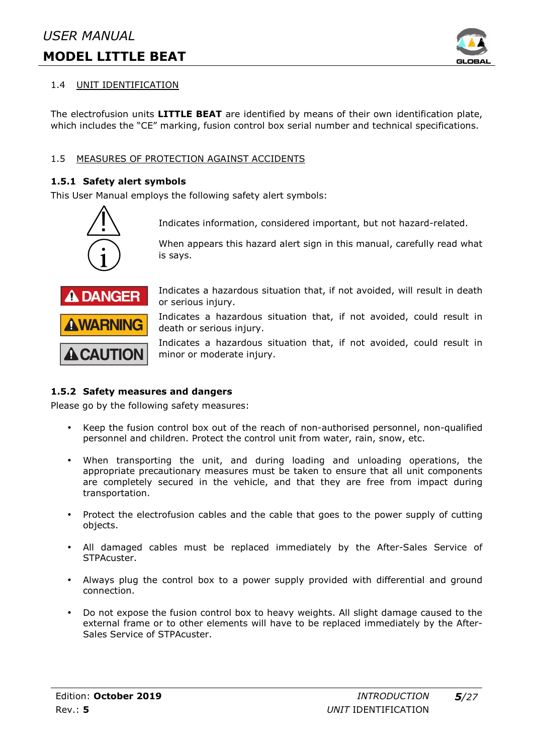## 1.4 UNIT IDENTIFICATION

The electrofusion units **LITTLE BEAT** are identified by means of their own identification plate, which includes the "CE" marking, fusion control box serial number and technical specifications.

## 1.5 MEASURES OF PROTECTION AGAINST ACCIDENTS

### 1.5.1 Safety alert symbols

This User Manual employs the following safety alert symbols:

Indicates information, considered important, but not hazard-related.

When appears this hazard alert sign in this manual, carefully read what is says.

**DANGER** Indicates a hazardous situation that, if not avoided, will result in death or serious injury.

**WARNING** Indicates a hazardous situation that, if not avoided, could result in death or serious injury.

**CAUTION** Indicates a hazardous situation that, if not avoided, could result in minor or moderate injury.

### 1.5.2 Safety measures and dangers

Please go by the following safety measures:

- Keep the fusion control box out of the reach of non-authorised personnel, non-qualified personnel and children. Protect the control unit from water, rain, snow, etc.
- When transporting the unit, and during loading and unloading operations, the appropriate precautionary measures must be taken to ensure that all unit components are completely secured in the vehicle, and that they are free from impact during transportation.
- Protect the electrofusion cables and the cable that goes to the power supply of cutting objects.
- All damaged cables must be replaced immediately by the After-Sales Service of STPAcuster.
- Always plug the control box to a power supply provided with differential and ground connection.
- Do not expose the fusion control box to heavy weights. All slight damage caused to the external frame or to other elements will have to be replaced immediately by the After-Sales Service of STPAcuster.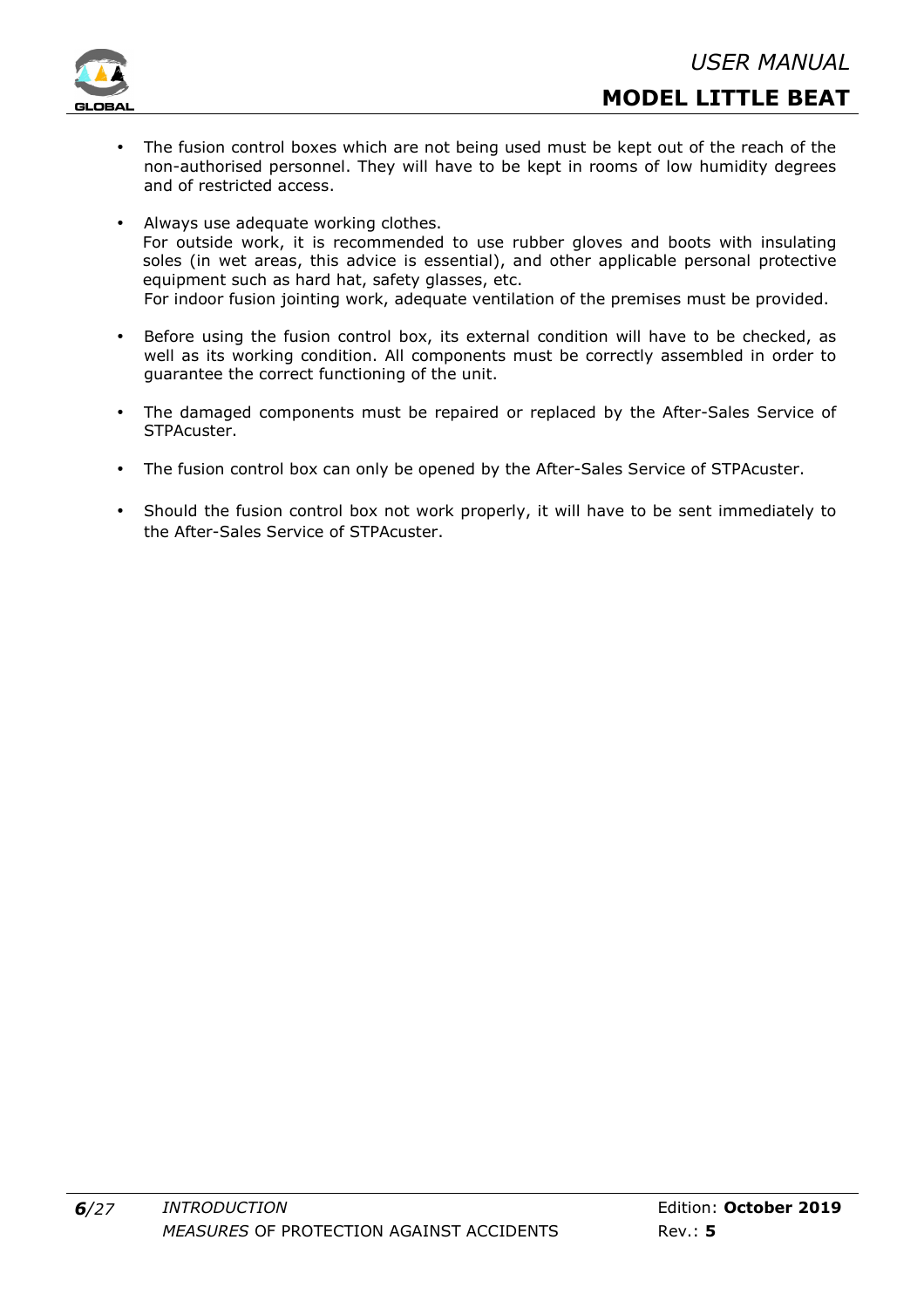- The fusion control boxes which are not being used must be kept out of the reach of the non-authorised personnel. They will have to be kept in rooms of low humidity degrees and of restricted access.

- Always use adequate working clothes.
  For outside work, it is recommended to use rubber gloves and boots with insulating soles (in wet areas, this advice is essential), and other applicable personal protective equipment such as hard hat, safety glasses, etc.
  For indoor fusion jointing work, adequate ventilation of the premises must be provided.

- Before using the fusion control box, its external condition will have to be checked, as well as its working condition. All components must be correctly assembled in order to guarantee the correct functioning of the unit.

- The damaged components must be repaired or replaced by the After-Sales Service of STPAcuster.

- The fusion control box can only be opened by the After-Sales Service of STPAcuster.

- Should the fusion control box not work properly, it will have to be sent immediately to the After-Sales Service of STPAcuster.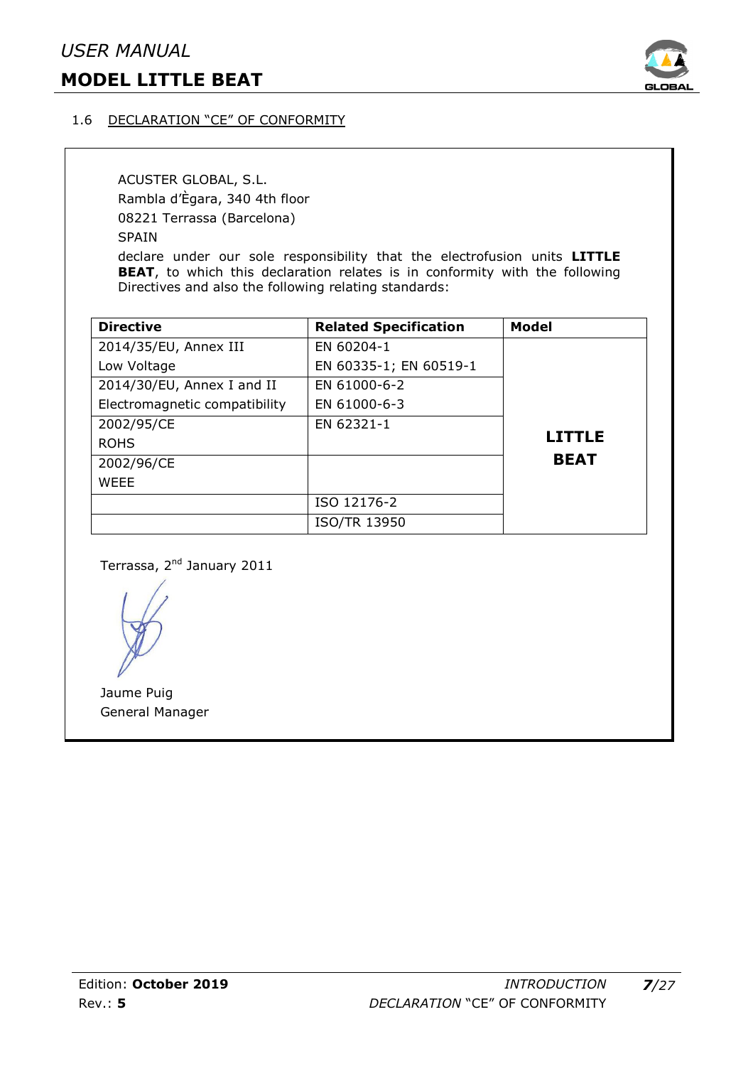## 1.6 DECLARATION "CE" OF CONFORMITY

ACUSTER GLOBAL, S.L.
Rambla d'Ègara, 340 4th floor
08221 Terrassa (Barcelona)
SPAIN

declare under our sole responsibility that the electrofusion units **LITTLE BEAT**, to which this declaration relates is in conformity with the following Directives and also the following relating standards:

| Directive | Related Specification | Model |
|---|---|---|
| 2014/35/EU, Annex III<br>Low Voltage | EN 60204-1<br>EN 60335-1; EN 60519-1 | **LITTLE BEAT** |
| 2014/30/EU, Annex I and II<br>Electromagnetic compatibility | EN 61000-6-2<br>EN 61000-6-3 | |
| 2002/95/CE<br>ROHS | EN 62321-1 | |
| 2002/96/CE<br>WEEE | | |
| | ISO 12176-2 | |
| | ISO/TR 13950 | |

Terrassa, 2nd January 2011

Jaume Puig
General Manager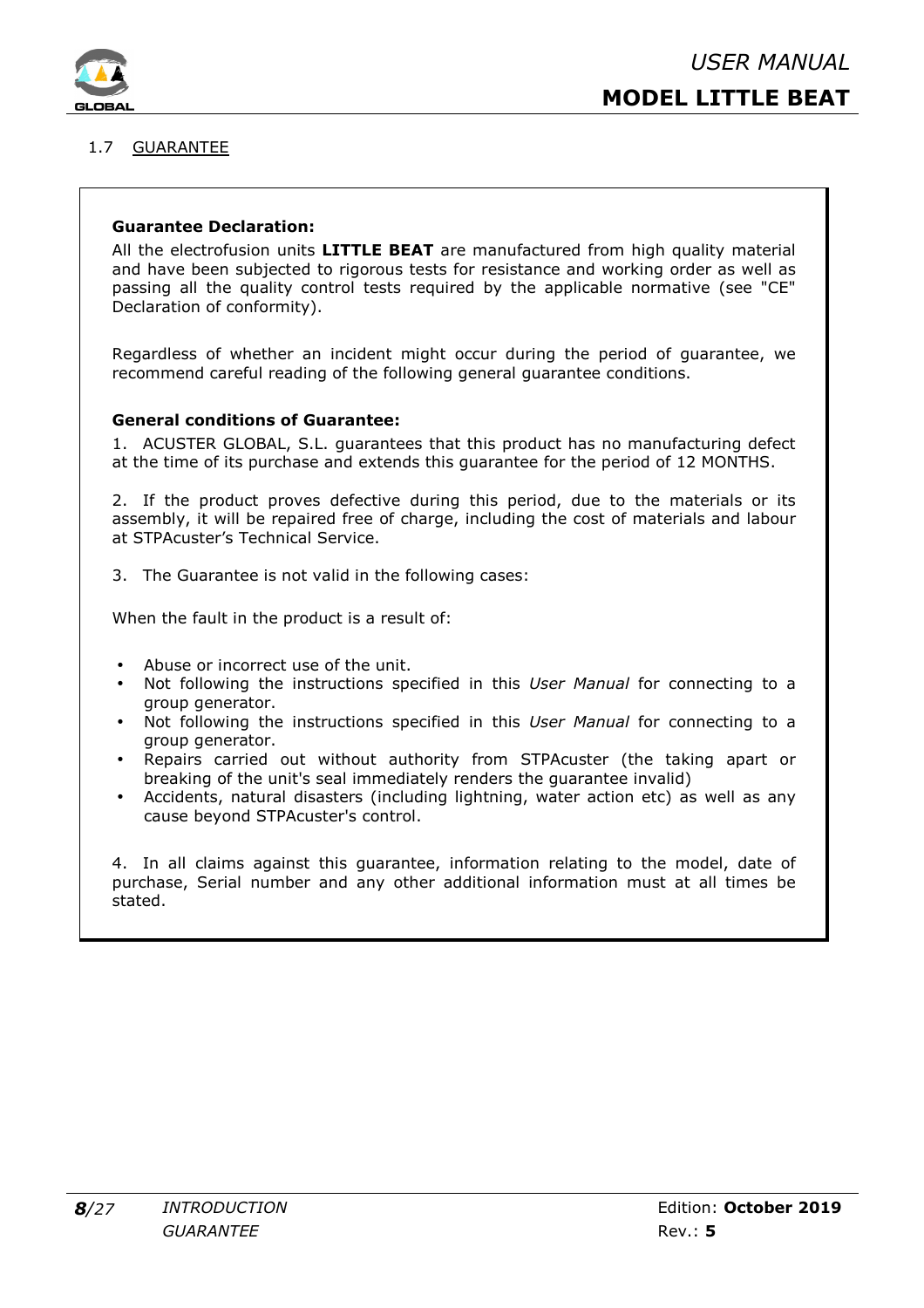## 1.7 GUARANTEE

**Guarantee Declaration:**

All the electrofusion units **LITTLE BEAT** are manufactured from high quality material and have been subjected to rigorous tests for resistance and working order as well as passing all the quality control tests required by the applicable normative (see "CE" Declaration of conformity).

Regardless of whether an incident might occur during the period of guarantee, we recommend careful reading of the following general guarantee conditions.

**General conditions of Guarantee:**

1. ACUSTER GLOBAL, S.L. guarantees that this product has no manufacturing defect at the time of its purchase and extends this guarantee for the period of 12 MONTHS.

2. If the product proves defective during this period, due to the materials or its assembly, it will be repaired free of charge, including the cost of materials and labour at STPAcuster's Technical Service.

3. The Guarantee is not valid in the following cases:

When the fault in the product is a result of:

- Abuse or incorrect use of the unit.
- Not following the instructions specified in this *User Manual* for connecting to a group generator.
- Not following the instructions specified in this *User Manual* for connecting to a group generator.
- Repairs carried out without authority from STPAcuster (the taking apart or breaking of the unit's seal immediately renders the guarantee invalid)
- Accidents, natural disasters (including lightning, water action etc) as well as any cause beyond STPAcuster's control.

4. In all claims against this guarantee, information relating to the model, date of purchase, Serial number and any other additional information must at all times be stated.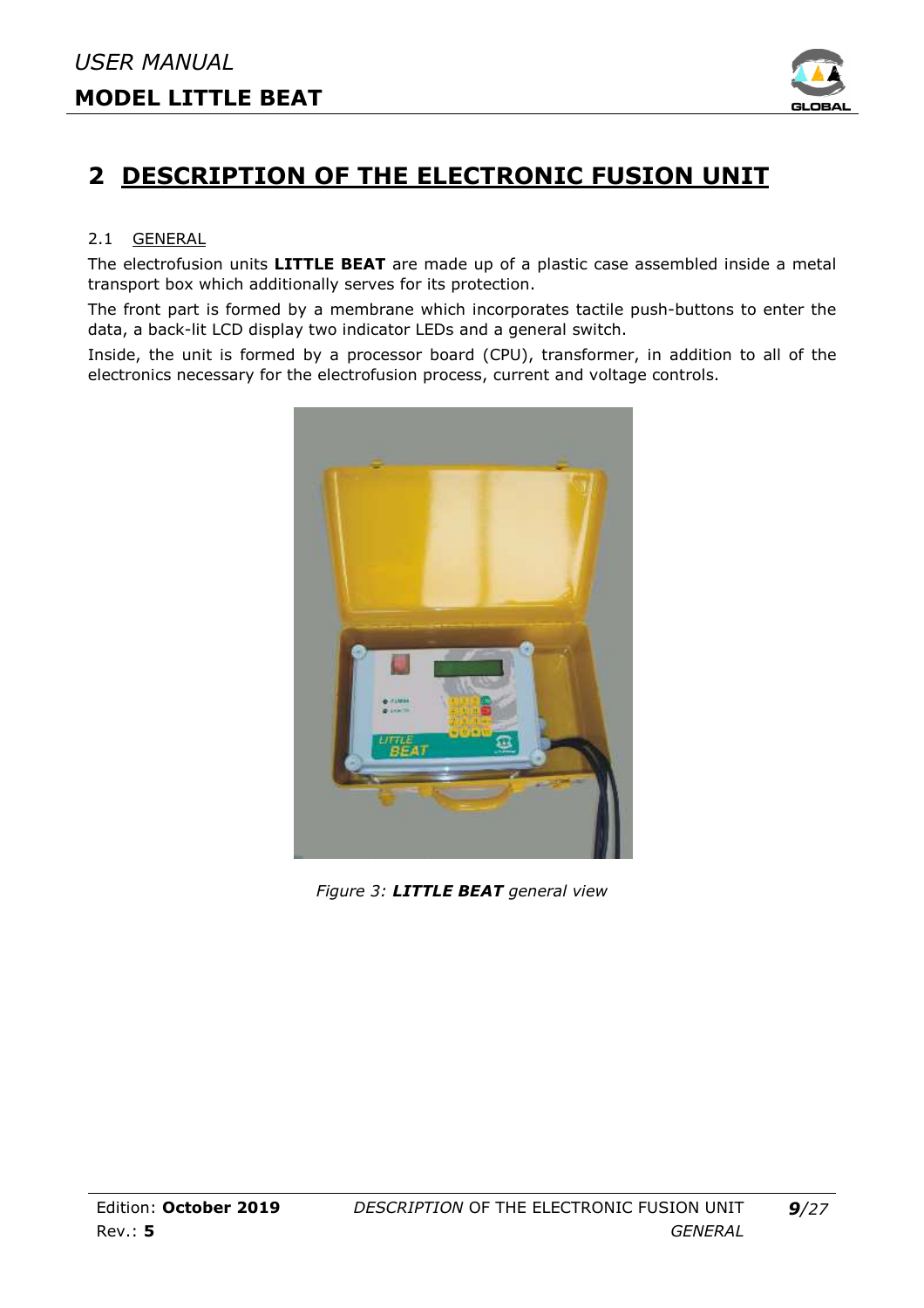# 2 DESCRIPTION OF THE ELECTRONIC FUSION UNIT

## 2.1 GENERAL

The electrofusion units **LITTLE BEAT** are made up of a plastic case assembled inside a metal transport box which additionally serves for its protection.

The front part is formed by a membrane which incorporates tactile push-buttons to enter the data, a back-lit LCD display two indicator LEDs and a general switch.

Inside, the unit is formed by a processor board (CPU), transformer, in addition to all of the electronics necessary for the electrofusion process, current and voltage controls.

*Figure 3: **LITTLE BEAT** general view*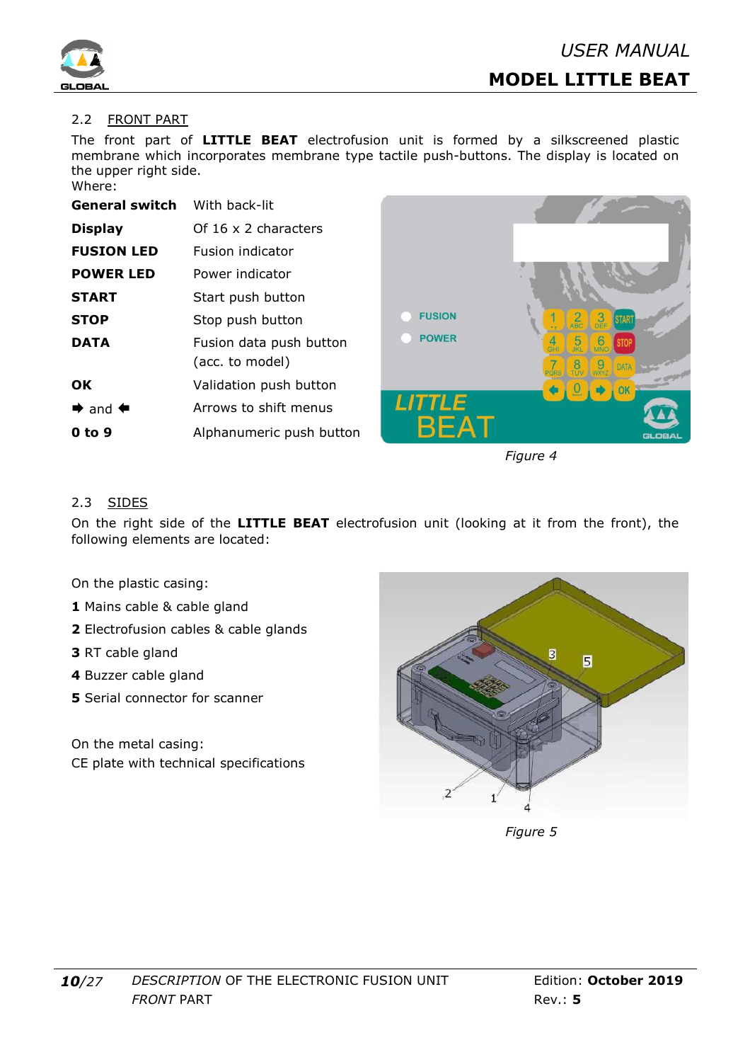## 2.2 FRONT PART

The front part of **LITTLE BEAT** electrofusion unit is formed by a silkscreened plastic membrane which incorporates membrane type tactile push-buttons. The display is located on the upper right side.

Where:

| | |
|---|---|
| **General switch** | With back-lit |
| **Display** | Of 16 x 2 characters |
| **FUSION LED** | Fusion indicator |
| **POWER LED** | Power indicator |
| **START** | Start push button |
| **STOP** | Stop push button |
| **DATA** | Fusion data push button (acc. to model) |
| **OK** | Validation push button |
| ➡ and ⬅ | Arrows to shift menus |
| **0 to 9** | Alphanumeric push button |

*Figure 4*

## 2.3 SIDES

On the right side of the **LITTLE BEAT** electrofusion unit (looking at it from the front), the following elements are located:

On the plastic casing:

**1** Mains cable & cable gland
**2** Electrofusion cables & cable glands
**3** RT cable gland
**4** Buzzer cable gland
**5** Serial connector for scanner

On the metal casing:
CE plate with technical specifications

*Figure 5*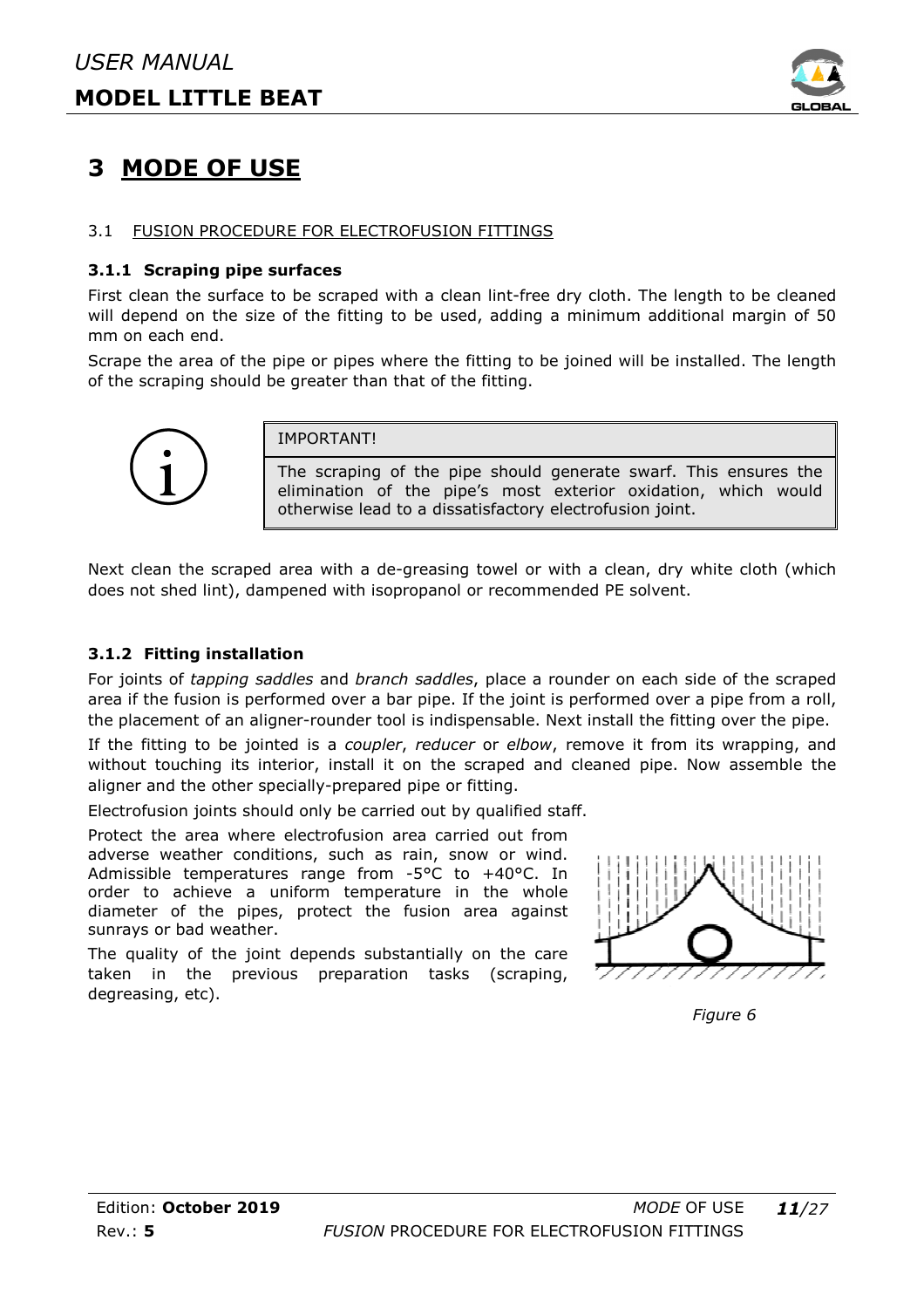# 3 MODE OF USE

## 3.1 FUSION PROCEDURE FOR ELECTROFUSION FITTINGS

### 3.1.1 Scraping pipe surfaces

First clean the surface to be scraped with a clean lint-free dry cloth. The length to be cleaned will depend on the size of the fitting to be used, adding a minimum additional margin of 50 mm on each end.

Scrape the area of the pipe or pipes where the fitting to be joined will be installed. The length of the scraping should be greater than that of the fitting.

> IMPORTANT!
>
> The scraping of the pipe should generate swarf. This ensures the elimination of the pipe's most exterior oxidation, which would otherwise lead to a dissatisfactory electrofusion joint.

Next clean the scraped area with a de-greasing towel or with a clean, dry white cloth (which does not shed lint), dampened with isopropanol or recommended PE solvent.

### 3.1.2 Fitting installation

For joints of *tapping saddles* and *branch saddles*, place a rounder on each side of the scraped area if the fusion is performed over a bar pipe. If the joint is performed over a pipe from a roll, the placement of an aligner-rounder tool is indispensable. Next install the fitting over the pipe.

If the fitting to be jointed is a *coupler*, *reducer* or *elbow*, remove it from its wrapping, and without touching its interior, install it on the scraped and cleaned pipe. Now assemble the aligner and the other specially-prepared pipe or fitting.

Electrofusion joints should only be carried out by qualified staff.

Protect the area where electrofusion area carried out from adverse weather conditions, such as rain, snow or wind. Admissible temperatures range from -5°C to +40°C. In order to achieve a uniform temperature in the whole diameter of the pipes, protect the fusion area against sunrays or bad weather.

The quality of the joint depends substantially on the care taken in the previous preparation tasks (scraping, degreasing, etc).

*Figure 6*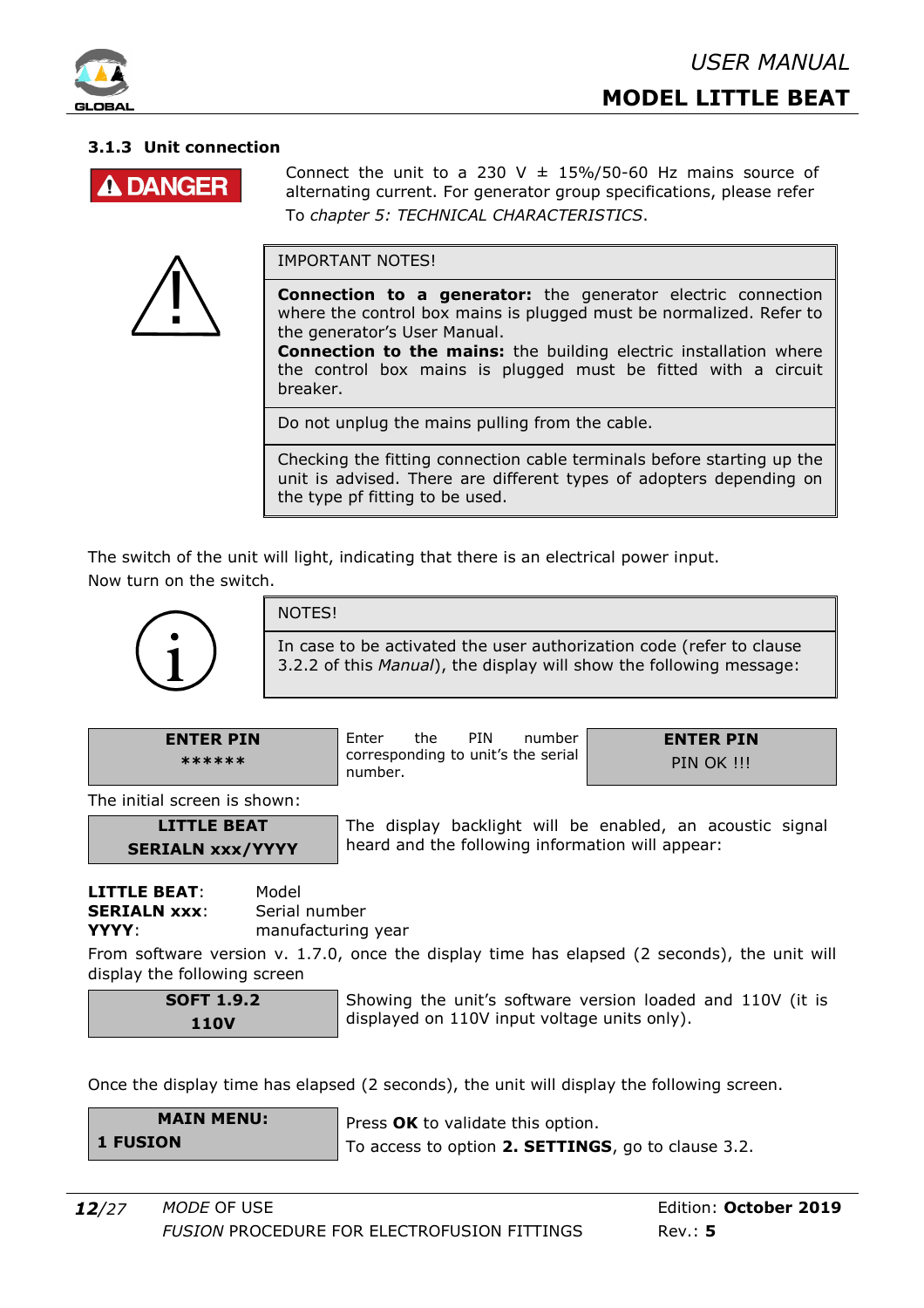### 3.1.3 Unit connection

**DANGER**

Connect the unit to a 230 V ± 15%/50-60 Hz mains source of alternating current. For generator group specifications, please refer To *chapter 5: TECHNICAL CHARACTERISTICS*.

| IMPORTANT NOTES! |
|---|
| **Connection to a generator:** the generator electric connection where the control box mains is plugged must be normalized. Refer to the generator's User Manual.<br>**Connection to the mains:** the building electric installation where the control box mains is plugged must be fitted with a circuit breaker. |
| Do not unplug the mains pulling from the cable. |
| Checking the fitting connection cable terminals before starting up the unit is advised. There are different types of adopters depending on the type pf fitting to be used. |

The switch of the unit will light, indicating that there is an electrical power input.
Now turn on the switch.

| NOTES! |
|---|
| In case to be activated the user authorization code (refer to clause 3.2.2 of this *Manual*), the display will show the following message: |

| **ENTER PIN**<br>****** | Enter the PIN number corresponding to unit's the serial number. | **ENTER PIN**<br>PIN OK !!! |
|---|---|---|

The initial screen is shown:

| **LITTLE BEAT**<br>**SERIALN xxx/YYYY** | The display backlight will be enabled, an acoustic signal heard and the following information will appear: |
|---|---|

**LITTLE BEAT**: Model
**SERIALN xxx**: Serial number
**YYYY**: manufacturing year

From software version v. 1.7.0, once the display time has elapsed (2 seconds), the unit will display the following screen

| **SOFT 1.9.2**<br>**110V** | Showing the unit's software version loaded and 110V (it is displayed on 110V input voltage units only). |
|---|---|

Once the display time has elapsed (2 seconds), the unit will display the following screen.

| **MAIN MENU:**<br>**1 FUSION** | Press **OK** to validate this option.<br>To access to option **2. SETTINGS**, go to clause 3.2. |
|---|---|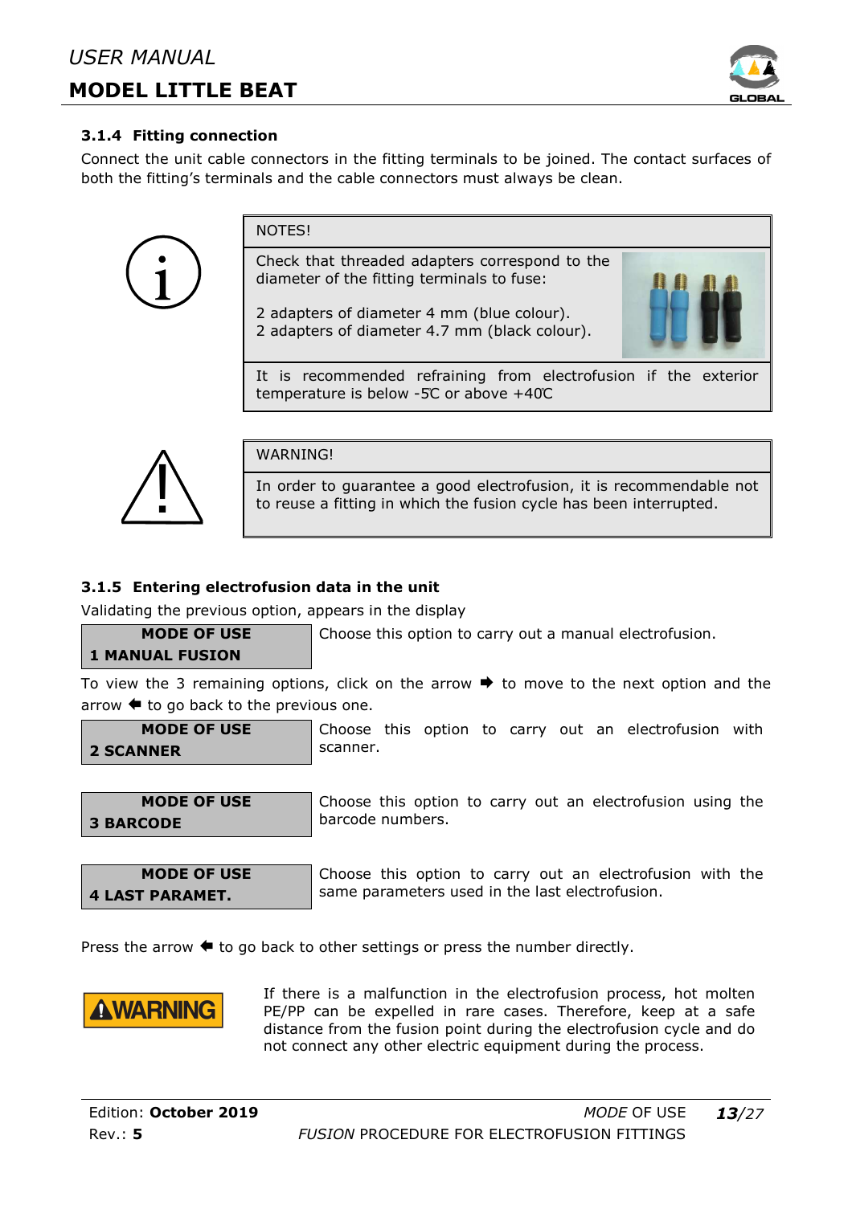### 3.1.4 Fitting connection

Connect the unit cable connectors in the fitting terminals to be joined. The contact surfaces of both the fitting's terminals and the cable connectors must always be clean.

| NOTES! |
|---|
| Check that threaded adapters correspond to the diameter of the fitting terminals to fuse:<br><br>2 adapters of diameter 4 mm (blue colour).<br>2 adapters of diameter 4.7 mm (black colour). |
| It is recommended refraining from electrofusion if the exterior temperature is below -5ºC or above +40ºC |

| WARNING! |
|---|
| In order to guarantee a good electrofusion, it is recommendable not to reuse a fitting in which the fusion cycle has been interrupted. |

### 3.1.5 Entering electrofusion data in the unit

Validating the previous option, appears in the display

| **MODE OF USE**<br>**1 MANUAL FUSION** | Choose this option to carry out a manual electrofusion. |
|---|---|

To view the 3 remaining options, click on the arrow ➡ to move to the next option and the arrow ⬅ to go back to the previous one.

| **MODE OF USE**<br>**2 SCANNER** | Choose this option to carry out an electrofusion with scanner. |
|---|---|
| **MODE OF USE**<br>**3 BARCODE** | Choose this option to carry out an electrofusion using the barcode numbers. |
| **MODE OF USE**<br>**4 LAST PARAMET.** | Choose this option to carry out an electrofusion with the same parameters used in the last electrofusion. |

Press the arrow ⬅ to go back to other settings or press the number directly.

**⚠WARNING**

If there is a malfunction in the electrofusion process, hot molten PE/PP can be expelled in rare cases. Therefore, keep at a safe distance from the fusion point during the electrofusion cycle and do not connect any other electric equipment during the process.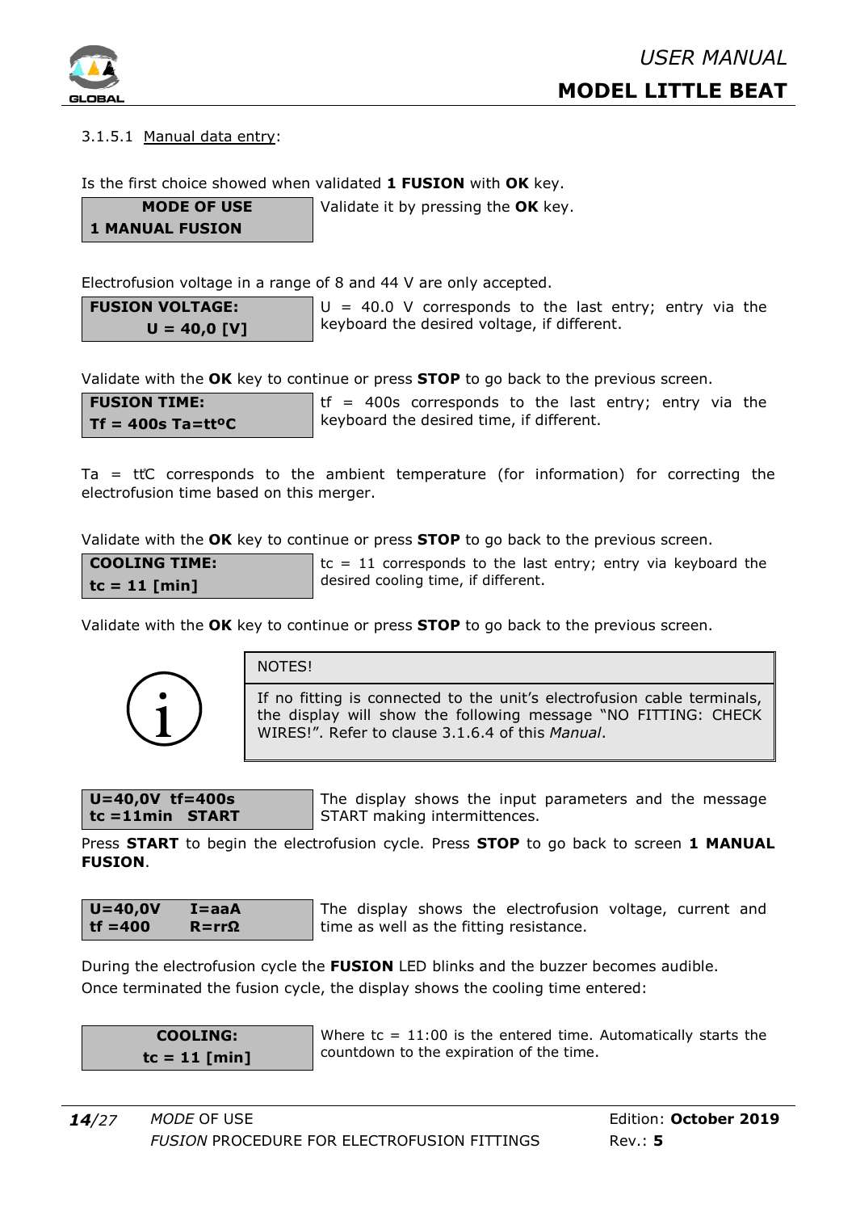### 3.1.5.1 Manual data entry:

Is the first choice showed when validated **1 FUSION** with **OK** key.

| **MODE OF USE**<br>**1 MANUAL FUSION** | Validate it by pressing the **OK** key. |
|---|---|

Electrofusion voltage in a range of 8 and 44 V are only accepted.

| **FUSION VOLTAGE:**<br>**U = 40,0 [V]** | U = 40.0 V corresponds to the last entry; entry via the keyboard the desired voltage, if different. |
|---|---|

Validate with the **OK** key to continue or press **STOP** to go back to the previous screen.

| **FUSION TIME:**<br>**Tf = 400s Ta=ttºC** | tf = 400s corresponds to the last entry; entry via the keyboard the desired time, if different. |
|---|---|

Ta = tt̊C corresponds to the ambient temperature (for information) for correcting the electrofusion time based on this merger.

Validate with the **OK** key to continue or press **STOP** to go back to the previous screen.

| **COOLING TIME:**<br>**tc = 11 [min]** | tc = 11 corresponds to the last entry; entry via keyboard the desired cooling time, if different. |
|---|---|

Validate with the **OK** key to continue or press **STOP** to go back to the previous screen.

| NOTES! |
|---|
| If no fitting is connected to the unit's electrofusion cable terminals, the display will show the following message "NO FITTING: CHECK WIRES!". Refer to clause 3.1.6.4 of this *Manual*. |

| **U=40,0V tf=400s**<br>**tc =11min START** | The display shows the input parameters and the message START making intermittences. |
|---|---|

Press **START** to begin the electrofusion cycle. Press **STOP** to go back to screen **1 MANUAL FUSION**.

| **U=40,0V I=aaA**<br>**tf =400 R=rrΩ** | The display shows the electrofusion voltage, current and time as well as the fitting resistance. |
|---|---|

During the electrofusion cycle the **FUSION** LED blinks and the buzzer becomes audible.
Once terminated the fusion cycle, the display shows the cooling time entered:

| **COOLING:**<br>**tc = 11 [min]** | Where tc = 11:00 is the entered time. Automatically starts the countdown to the expiration of the time. |
|---|---|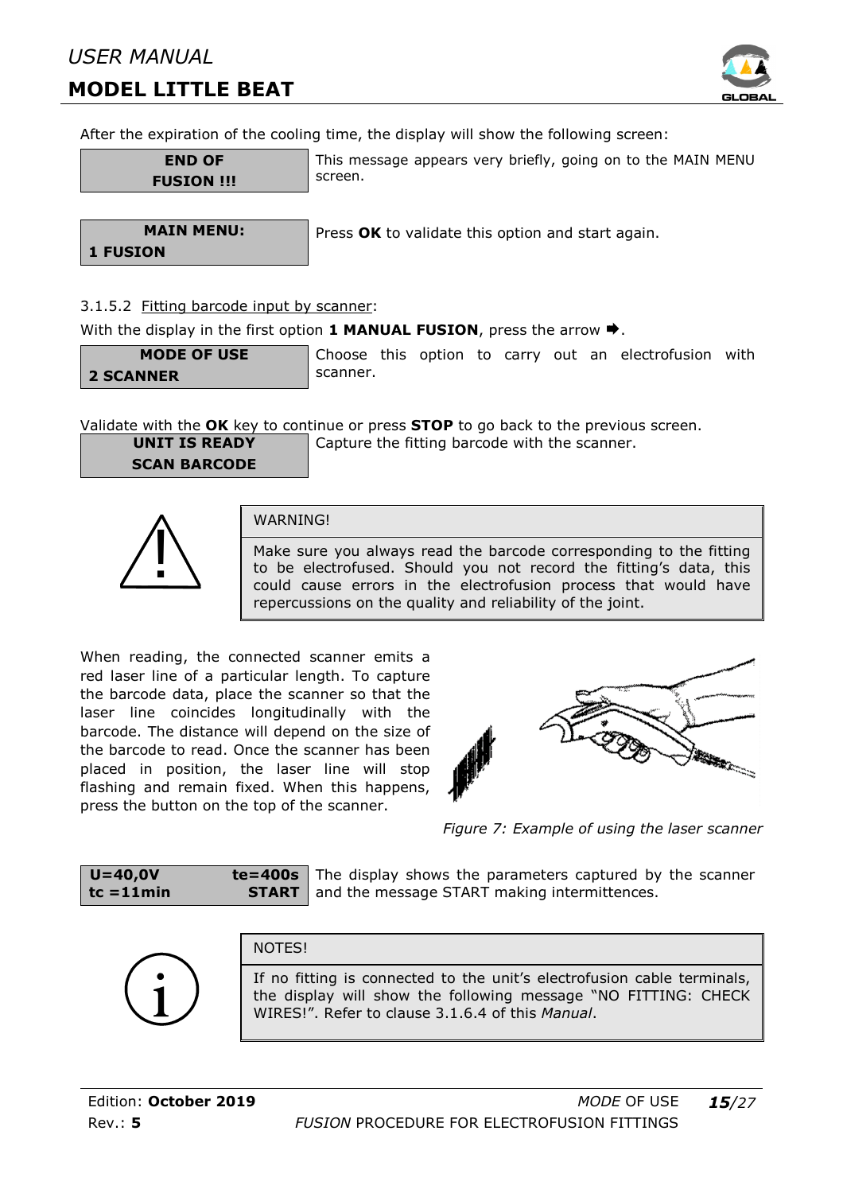After the expiration of the cooling time, the display will show the following screen:

| **END OF FUSION !!!** | This message appears very briefly, going on to the MAIN MENU screen. |
|---|---|

| **MAIN MENU: 1 FUSION** | Press **OK** to validate this option and start again. |
|---|---|

3.1.5.2 Fitting barcode input by scanner:

With the display in the first option **1 MANUAL FUSION**, press the arrow ➡.

| **MODE OF USE 2 SCANNER** | Choose this option to carry out an electrofusion with scanner. |
|---|---|

Validate with the **OK** key to continue or press **STOP** to go back to the previous screen.

| **UNIT IS READY SCAN BARCODE** | Capture the fitting barcode with the scanner. |
|---|---|

> WARNING!
>
> Make sure you always read the barcode corresponding to the fitting to be electrofused. Should you not record the fitting's data, this could cause errors in the electrofusion process that would have repercussions on the quality and reliability of the joint.

When reading, the connected scanner emits a red laser line of a particular length. To capture the barcode data, place the scanner so that the laser line coincides longitudinally with the barcode. The distance will depend on the size of the barcode to read. Once the scanner has been placed in position, the laser line will stop flashing and remain fixed. When this happens, press the button on the top of the scanner.

*Figure 7: Example of using the laser scanner*

| **U=40,0V te=400s tc =11min START** | The display shows the parameters captured by the scanner and the message START making intermittences. |
|---|---|

> NOTES!
>
> If no fitting is connected to the unit's electrofusion cable terminals, the display will show the following message "NO FITTING: CHECK WIRES!". Refer to clause 3.1.6.4 of this *Manual*.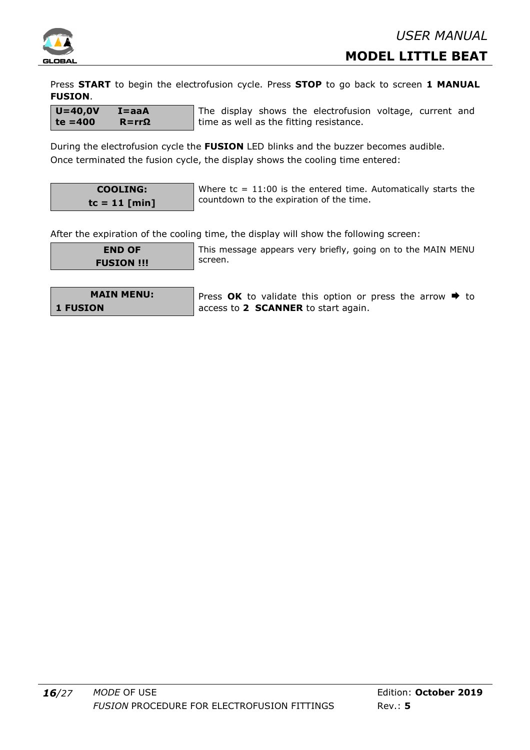Press **START** to begin the electrofusion cycle. Press **STOP** to go back to screen **1 MANUAL FUSION**.

| **U=40,0V I=aaA** **te =400 R=rrΩ** | The display shows the electrofusion voltage, current and time as well as the fitting resistance. |
|---|---|

During the electrofusion cycle the **FUSION** LED blinks and the buzzer becomes audible.
Once terminated the fusion cycle, the display shows the cooling time entered:

| **COOLING:** **tc = 11 [min]** | Where tc = 11:00 is the entered time. Automatically starts the countdown to the expiration of the time. |
|---|---|

After the expiration of the cooling time, the display will show the following screen:

| **END OF** **FUSION !!!** | This message appears very briefly, going on to the MAIN MENU screen. |
|---|---|

| **MAIN MENU:** **1 FUSION** | Press **OK** to validate this option or press the arrow ➡ to access to **2 SCANNER** to start again. |
|---|---|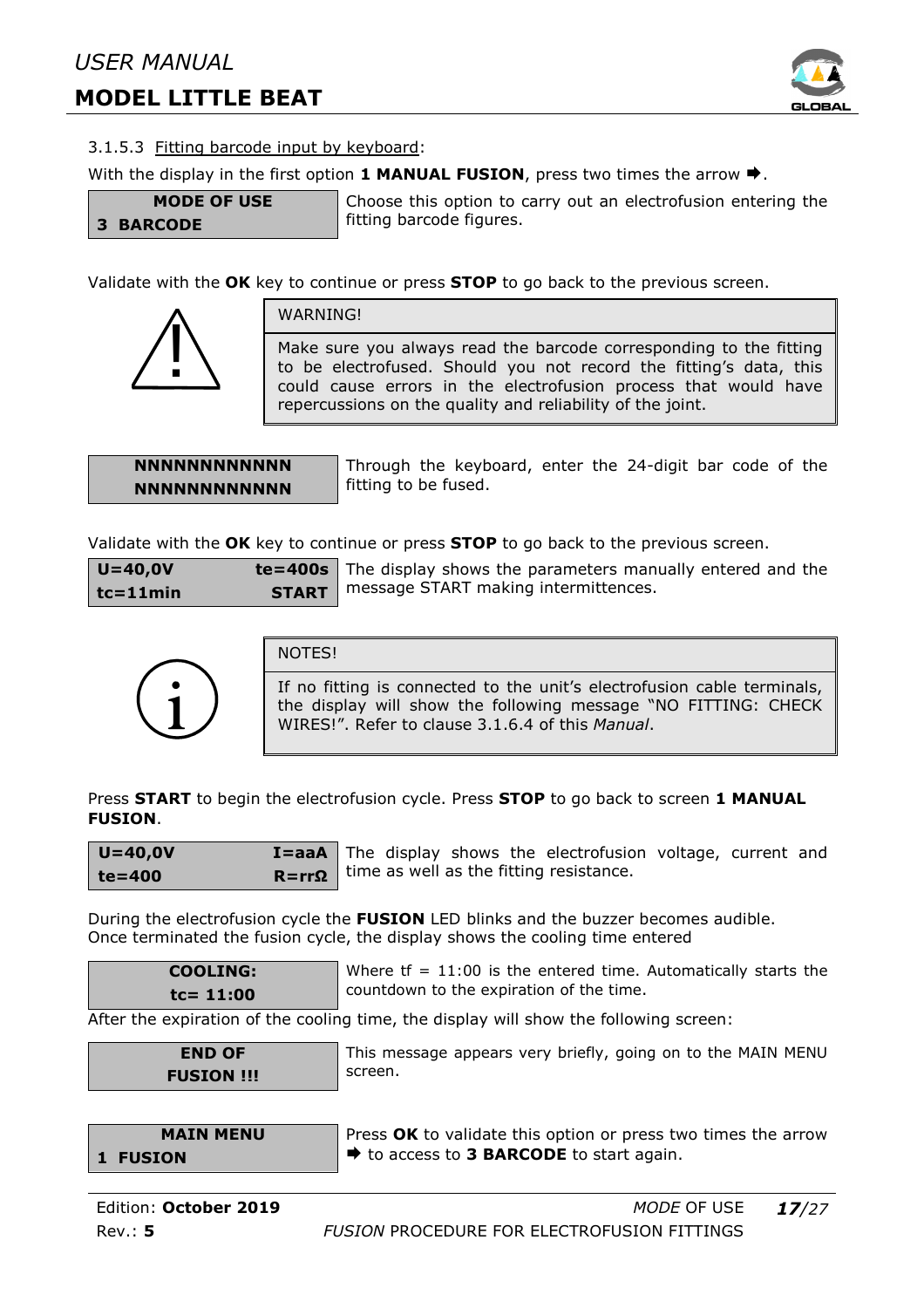#### 3.1.5.3 Fitting barcode input by keyboard:

With the display in the first option **1 MANUAL FUSION**, press two times the arrow ➡.

| MODE OF USE<br>3 BARCODE | Choose this option to carry out an electrofusion entering the fitting barcode figures. |
|---|---|

Validate with the **OK** key to continue or press **STOP** to go back to the previous screen.

| WARNING! |
|---|
| Make sure you always read the barcode corresponding to the fitting to be electrofused. Should you not record the fitting's data, this could cause errors in the electrofusion process that would have repercussions on the quality and reliability of the joint. |

| NNNNNNNNNNNN<br>NNNNNNNNNNNN | Through the keyboard, enter the 24-digit bar code of the fitting to be fused. |
|---|---|

Validate with the **OK** key to continue or press **STOP** to go back to the previous screen.

| U=40,0V te=400s<br>tc=11min START | The display shows the parameters manually entered and the message START making intermittences. |
|---|---|

| NOTES! |
|---|
| If no fitting is connected to the unit's electrofusion cable terminals, the display will show the following message "NO FITTING: CHECK WIRES!". Refer to clause 3.1.6.4 of this *Manual*. |

Press **START** to begin the electrofusion cycle. Press **STOP** to go back to screen **1 MANUAL FUSION**.

| U=40,0V I=aaA<br>te=400 R=rrΩ | The display shows the electrofusion voltage, current and time as well as the fitting resistance. |
|---|---|

During the electrofusion cycle the **FUSION** LED blinks and the buzzer becomes audible.
Once terminated the fusion cycle, the display shows the cooling time entered

| COOLING:<br>tc= 11:00 | Where tf = 11:00 is the entered time. Automatically starts the countdown to the expiration of the time. |
|---|---|

After the expiration of the cooling time, the display will show the following screen:

| END OF<br>FUSION !!! | This message appears very briefly, going on to the MAIN MENU screen. |
|---|---|

| MAIN MENU<br>1 FUSION | Press **OK** to validate this option or press two times the arrow ➡ to access to **3 BARCODE** to start again. |
|---|---|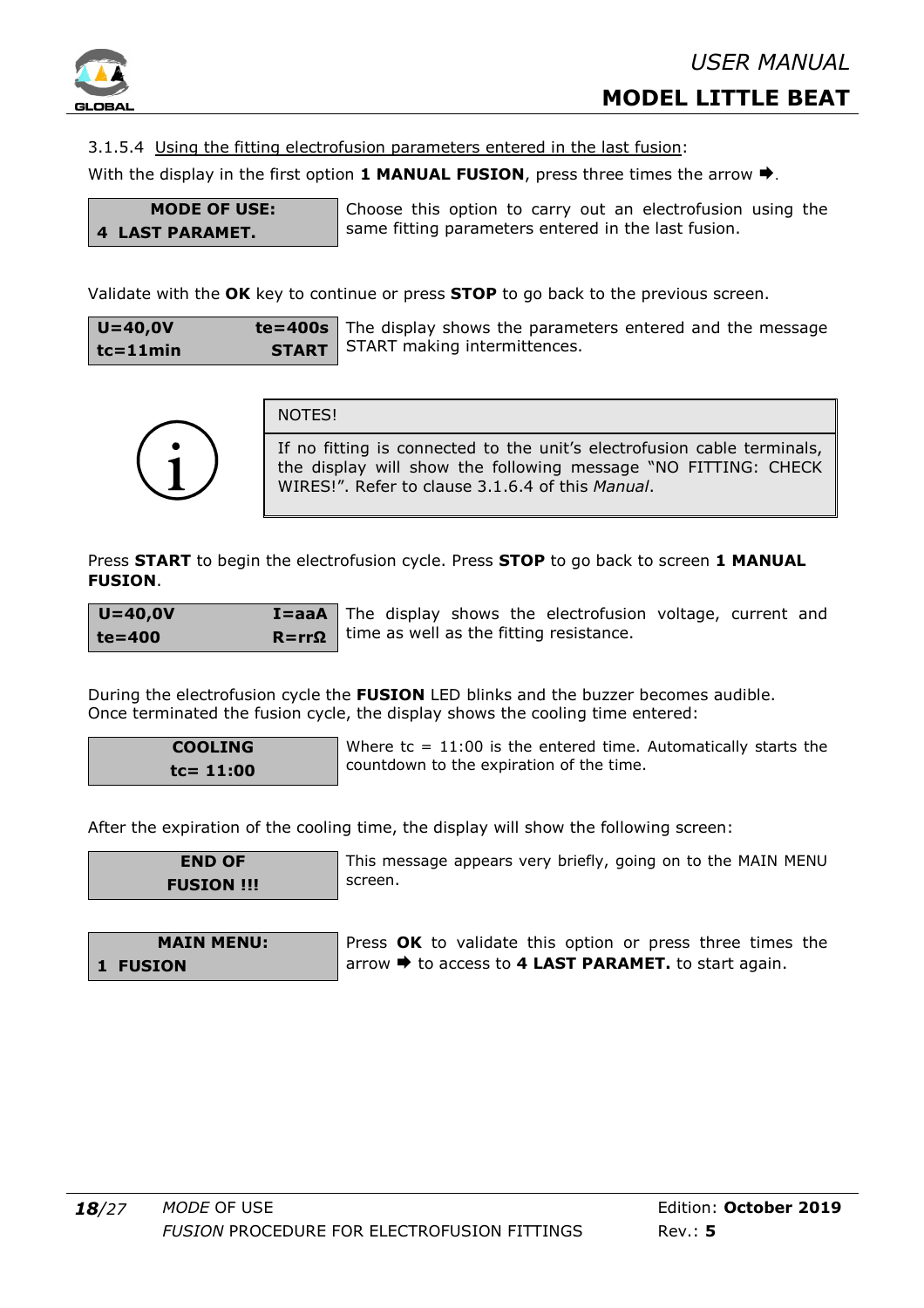3.1.5.4 Using the fitting electrofusion parameters entered in the last fusion:

With the display in the first option **1 MANUAL FUSION**, press three times the arrow ➡.

| Display | Description |
|---|---|
| **MODE OF USE:**<br>**4 LAST PARAMET.** | Choose this option to carry out an electrofusion using the same fitting parameters entered in the last fusion. |

Validate with the **OK** key to continue or press **STOP** to go back to the previous screen.

| Display | Description |
|---|---|
| **U=40,0V te=400s**<br>**tc=11min START** | The display shows the parameters entered and the message START making intermittences. |

> NOTES!
>
> If no fitting is connected to the unit's electrofusion cable terminals, the display will show the following message "NO FITTING: CHECK WIRES!". Refer to clause 3.1.6.4 of this *Manual*.

Press **START** to begin the electrofusion cycle. Press **STOP** to go back to screen **1 MANUAL FUSION**.

| Display | Description |
|---|---|
| **U=40,0V I=aaA**<br>**te=400 R=rrΩ** | The display shows the electrofusion voltage, current and time as well as the fitting resistance. |

During the electrofusion cycle the **FUSION** LED blinks and the buzzer becomes audible.
Once terminated the fusion cycle, the display shows the cooling time entered:

| Display | Description |
|---|---|
| **COOLING**<br>**tc= 11:00** | Where tc = 11:00 is the entered time. Automatically starts the countdown to the expiration of the time. |

After the expiration of the cooling time, the display will show the following screen:

| Display | Description |
|---|---|
| **END OF**<br>**FUSION !!!** | This message appears very briefly, going on to the MAIN MENU screen. |
| **MAIN MENU:**<br>**1 FUSION** | Press **OK** to validate this option or press three times the arrow ➡ to access to **4 LAST PARAMET.** to start again. |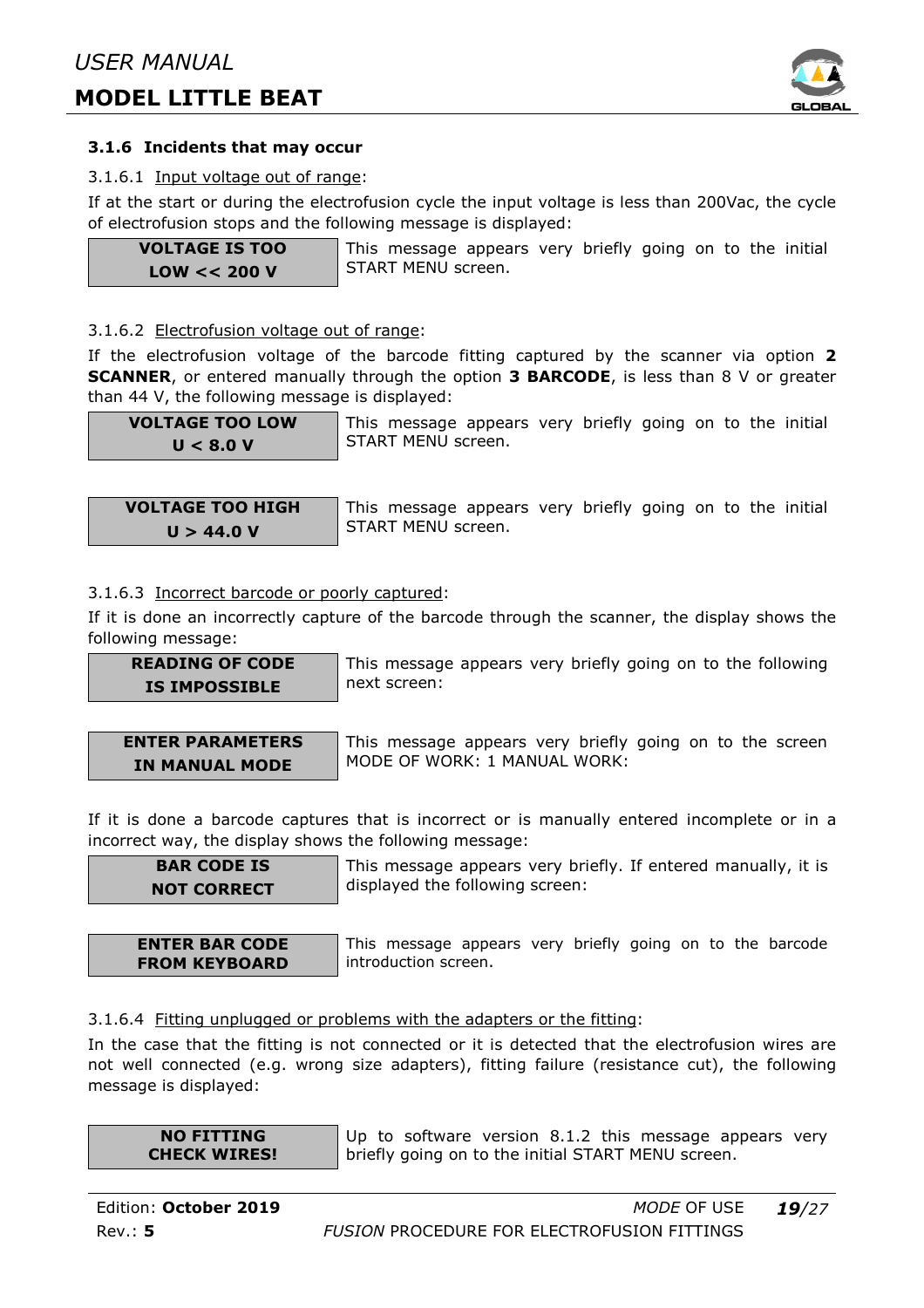### 3.1.6 Incidents that may occur

3.1.6.1 Input voltage out of range:

If at the start or during the electrofusion cycle the input voltage is less than 200Vac, the cycle of electrofusion stops and the following message is displayed:

| **VOLTAGE IS TOO LOW << 200 V** | This message appears very briefly going on to the initial START MENU screen. |
|---|---|

3.1.6.2 Electrofusion voltage out of range:

If the electrofusion voltage of the barcode fitting captured by the scanner via option **2 SCANNER**, or entered manually through the option **3 BARCODE**, is less than 8 V or greater than 44 V, the following message is displayed:

| **VOLTAGE TOO LOW U < 8.0 V** | This message appears very briefly going on to the initial START MENU screen. |
|---|---|

| **VOLTAGE TOO HIGH U > 44.0 V** | This message appears very briefly going on to the initial START MENU screen. |
|---|---|

3.1.6.3 Incorrect barcode or poorly captured:

If it is done an incorrectly capture of the barcode through the scanner, the display shows the following message:

| **READING OF CODE IS IMPOSSIBLE** | This message appears very briefly going on to the following next screen: |
|---|---|

| **ENTER PARAMETERS IN MANUAL MODE** | This message appears very briefly going on to the screen MODE OF WORK: 1 MANUAL WORK: |
|---|---|

If it is done a barcode captures that is incorrect or is manually entered incomplete or in a incorrect way, the display shows the following message:

| **BAR CODE IS NOT CORRECT** | This message appears very briefly. If entered manually, it is displayed the following screen: |
|---|---|

| **ENTER BAR CODE FROM KEYBOARD** | This message appears very briefly going on to the barcode introduction screen. |
|---|---|

3.1.6.4 Fitting unplugged or problems with the adapters or the fitting:

In the case that the fitting is not connected or it is detected that the electrofusion wires are not well connected (e.g. wrong size adapters), fitting failure (resistance cut), the following message is displayed:

| **NO FITTING CHECK WIRES!** | Up to software version 8.1.2 this message appears very briefly going on to the initial START MENU screen. |
|---|---|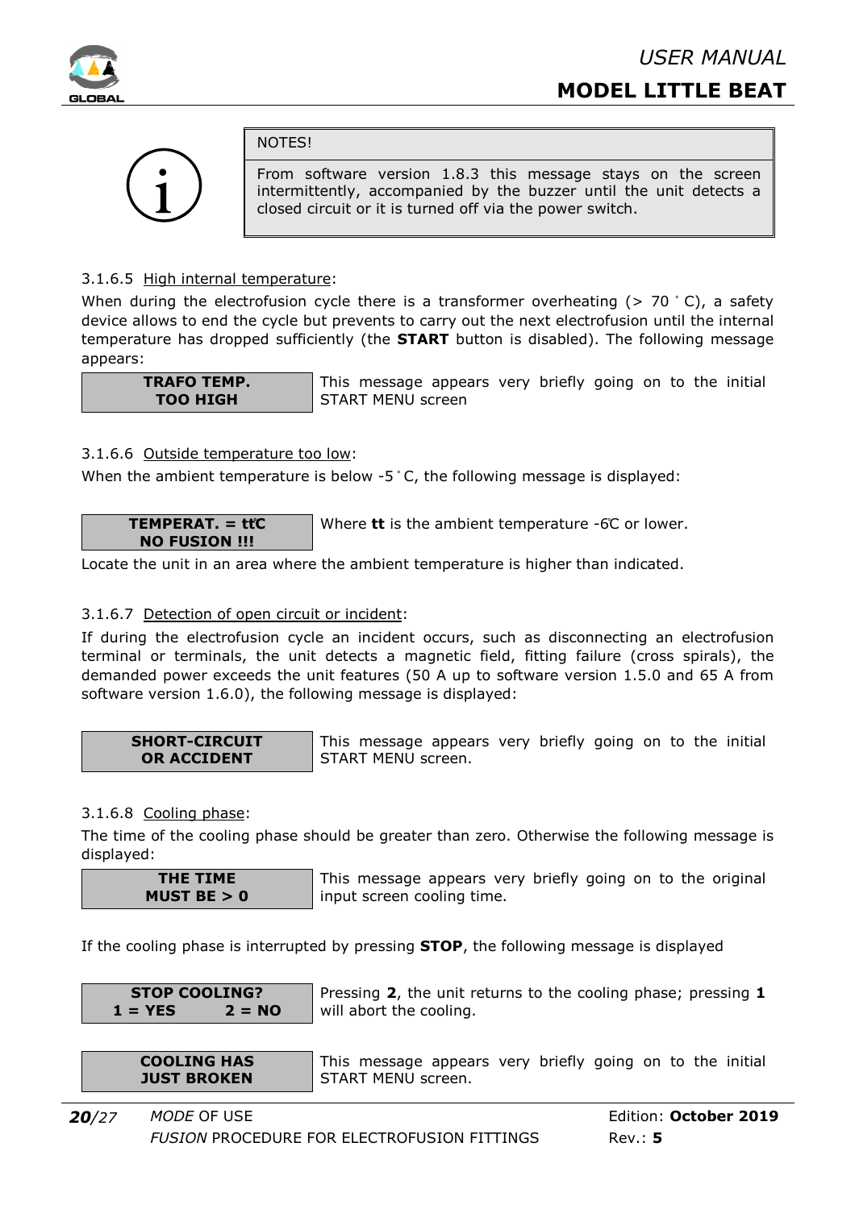| NOTES! |
|---|
| From software version 1.8.3 this message stays on the screen intermittently, accompanied by the buzzer until the unit detects a closed circuit or it is turned off via the power switch. |

3.1.6.5 High internal temperature:

When during the electrofusion cycle there is a transformer overheating (> 70 ° C), a safety device allows to end the cycle but prevents to carry out the next electrofusion until the internal temperature has dropped sufficiently (the **START** button is disabled). The following message appears:

| **TRAFO TEMP. TOO HIGH** | This message appears very briefly going on to the initial START MENU screen |
|---|---|

3.1.6.6 Outside temperature too low:

When the ambient temperature is below -5 ° C, the following message is displayed:

| **TEMPERAT. = tt°C NO FUSION !!!** | Where **tt** is the ambient temperature -6°C or lower. |
|---|---|

Locate the unit in an area where the ambient temperature is higher than indicated.

3.1.6.7 Detection of open circuit or incident:

If during the electrofusion cycle an incident occurs, such as disconnecting an electrofusion terminal or terminals, the unit detects a magnetic field, fitting failure (cross spirals), the demanded power exceeds the unit features (50 A up to software version 1.5.0 and 65 A from software version 1.6.0), the following message is displayed:

| **SHORT-CIRCUIT OR ACCIDENT** | This message appears very briefly going on to the initial START MENU screen. |
|---|---|

3.1.6.8 Cooling phase:

The time of the cooling phase should be greater than zero. Otherwise the following message is displayed:

| **THE TIME MUST BE > 0** | This message appears very briefly going on to the original input screen cooling time. |
|---|---|

If the cooling phase is interrupted by pressing **STOP**, the following message is displayed

| **STOP COOLING? 1 = YES 2 = NO** | Pressing **2**, the unit returns to the cooling phase; pressing **1** will abort the cooling. |
|---|---|

| **COOLING HAS JUST BROKEN** | This message appears very briefly going on to the initial START MENU screen. |
|---|---|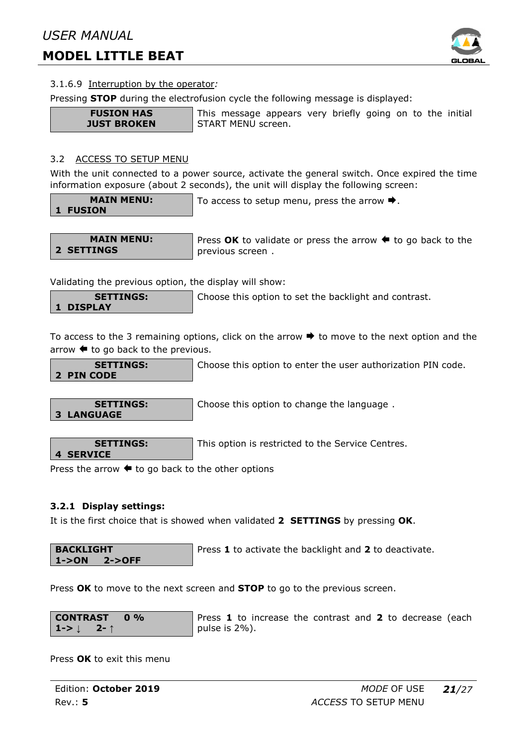3.1.6.9 Interruption by the operator:

Pressing **STOP** during the electrofusion cycle the following message is displayed:

| **FUSION HAS JUST BROKEN** | This message appears very briefly going on to the initial START MENU screen. |
|---|---|

## 3.2 ACCESS TO SETUP MENU

With the unit connected to a power source, activate the general switch. Once expired the time information exposure (about 2 seconds), the unit will display the following screen:

| **MAIN MENU: 1 FUSION** | To access to setup menu, press the arrow ➡. |
|---|---|

| **MAIN MENU: 2 SETTINGS** | Press **OK** to validate or press the arrow ⬅ to go back to the previous screen . |
|---|---|

Validating the previous option, the display will show:

| **SETTINGS: 1 DISPLAY** | Choose this option to set the backlight and contrast. |
|---|---|

To access to the 3 remaining options, click on the arrow ➡ to move to the next option and the arrow ⬅ to go back to the previous.

| **SETTINGS: 2 PIN CODE** | Choose this option to enter the user authorization PIN code. |
|---|---|

| **SETTINGS: 3 LANGUAGE** | Choose this option to change the language . |
|---|---|

| **SETTINGS: 4 SERVICE** | This option is restricted to the Service Centres. |
|---|---|

Press the arrow ⬅ to go back to the other options

### 3.2.1 Display settings:

It is the first choice that is showed when validated **2 SETTINGS** by pressing **OK**.

| **BACKLIGHT 1->ON 2->OFF** | Press **1** to activate the backlight and **2** to deactivate. |
|---|---|

Press **OK** to move to the next screen and **STOP** to go to the previous screen.

| **CONTRAST 0 % 1-> ↓ 2- ↑** | Press **1** to increase the contrast and **2** to decrease (each pulse is 2%). |
|---|---|

Press **OK** to exit this menu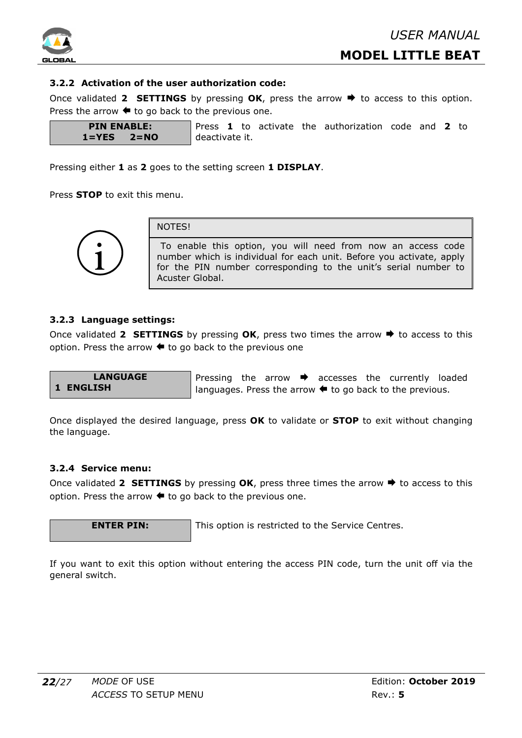### 3.2.2 Activation of the user authorization code:

Once validated **2 SETTINGS** by pressing **OK**, press the arrow ➡ to access to this option. Press the arrow ⬅ to go back to the previous one.

| **PIN ENABLE:**<br>**1=YES 2=NO** | Press **1** to activate the authorization code and **2** to deactivate it. |
|---|---|

Pressing either **1** as **2** goes to the setting screen **1 DISPLAY**.

Press **STOP** to exit this menu.

| NOTES! |
|---|
| To enable this option, you will need from now an access code number which is individual for each unit. Before you activate, apply for the PIN number corresponding to the unit's serial number to Acuster Global. |

### 3.2.3 Language settings:

Once validated **2 SETTINGS** by pressing **OK**, press two times the arrow ➡ to access to this option. Press the arrow ⬅ to go back to the previous one

| **LANGUAGE**<br>**1 ENGLISH** | Pressing the arrow ➡ accesses the currently loaded languages. Press the arrow ⬅ to go back to the previous. |
|---|---|

Once displayed the desired language, press **OK** to validate or **STOP** to exit without changing the language.

### 3.2.4 Service menu:

Once validated **2 SETTINGS** by pressing **OK**, press three times the arrow ➡ to access to this option. Press the arrow ⬅ to go back to the previous one.

| **ENTER PIN:** | This option is restricted to the Service Centres. |
|---|---|

If you want to exit this option without entering the access PIN code, turn the unit off via the general switch.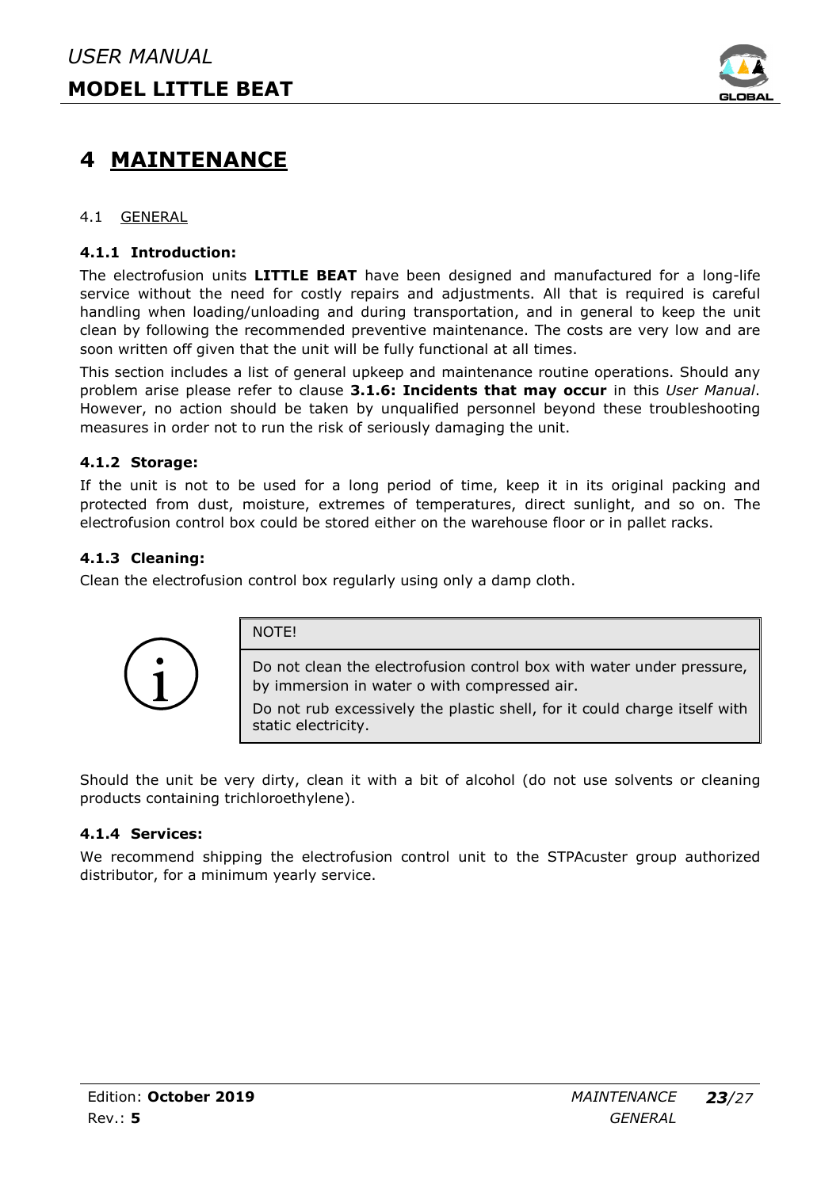# 4 MAINTENANCE

## 4.1 GENERAL

### 4.1.1 Introduction:

The electrofusion units **LITTLE BEAT** have been designed and manufactured for a long-life service without the need for costly repairs and adjustments. All that is required is careful handling when loading/unloading and during transportation, and in general to keep the unit clean by following the recommended preventive maintenance. The costs are very low and are soon written off given that the unit will be fully functional at all times.

This section includes a list of general upkeep and maintenance routine operations. Should any problem arise please refer to clause **3.1.6: Incidents that may occur** in this *User Manual*. However, no action should be taken by unqualified personnel beyond these troubleshooting measures in order not to run the risk of seriously damaging the unit.

### 4.1.2 Storage:

If the unit is not to be used for a long period of time, keep it in its original packing and protected from dust, moisture, extremes of temperatures, direct sunlight, and so on. The electrofusion control box could be stored either on the warehouse floor or in pallet racks.

### 4.1.3 Cleaning:

Clean the electrofusion control box regularly using only a damp cloth.

| NOTE! |
| --- |
| Do not clean the electrofusion control box with water under pressure, by immersion in water o with compressed air.<br>Do not rub excessively the plastic shell, for it could charge itself with static electricity. |

Should the unit be very dirty, clean it with a bit of alcohol (do not use solvents or cleaning products containing trichloroethylene).

### 4.1.4 Services:

We recommend shipping the electrofusion control unit to the STPAcuster group authorized distributor, for a minimum yearly service.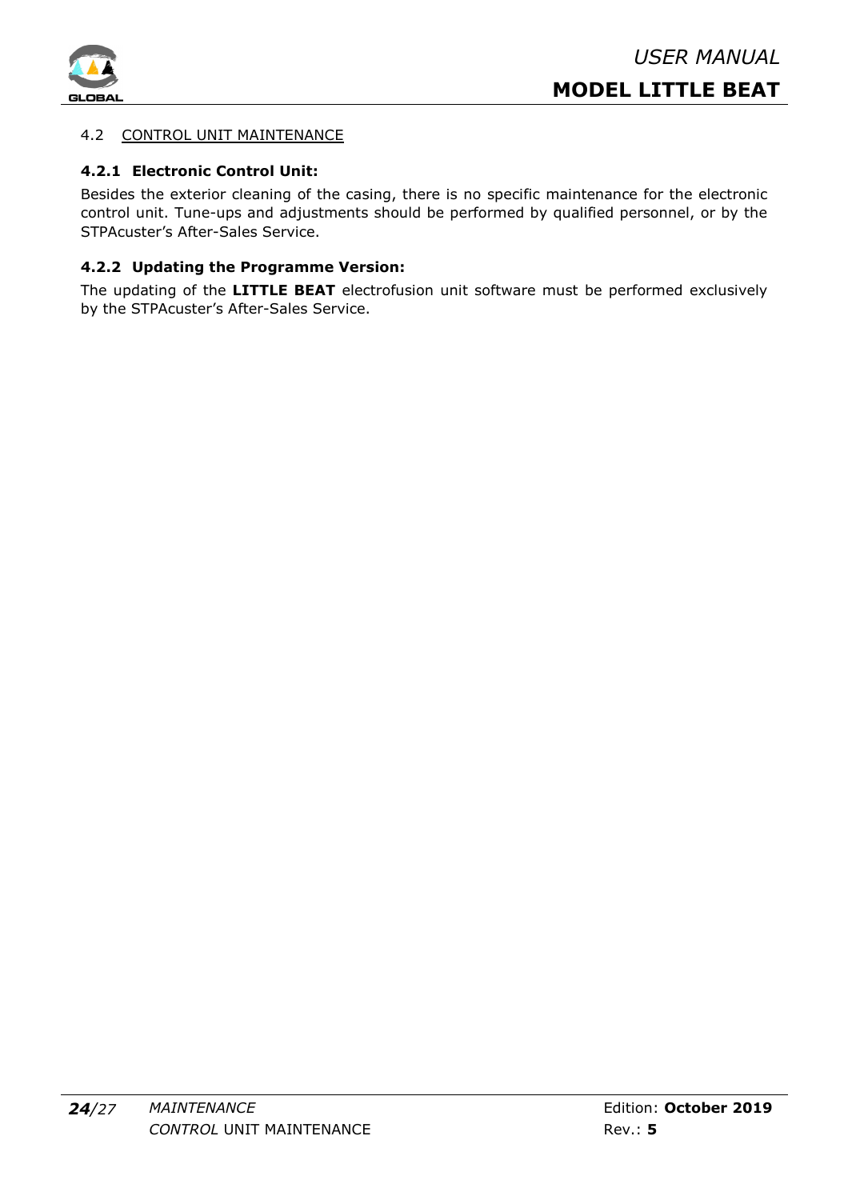## 4.2 CONTROL UNIT MAINTENANCE

### 4.2.1 Electronic Control Unit:

Besides the exterior cleaning of the casing, there is no specific maintenance for the electronic control unit. Tune-ups and adjustments should be performed by qualified personnel, or by the STPAcuster's After-Sales Service.

### 4.2.2 Updating the Programme Version:

The updating of the **LITTLE BEAT** electrofusion unit software must be performed exclusively by the STPAcuster's After-Sales Service.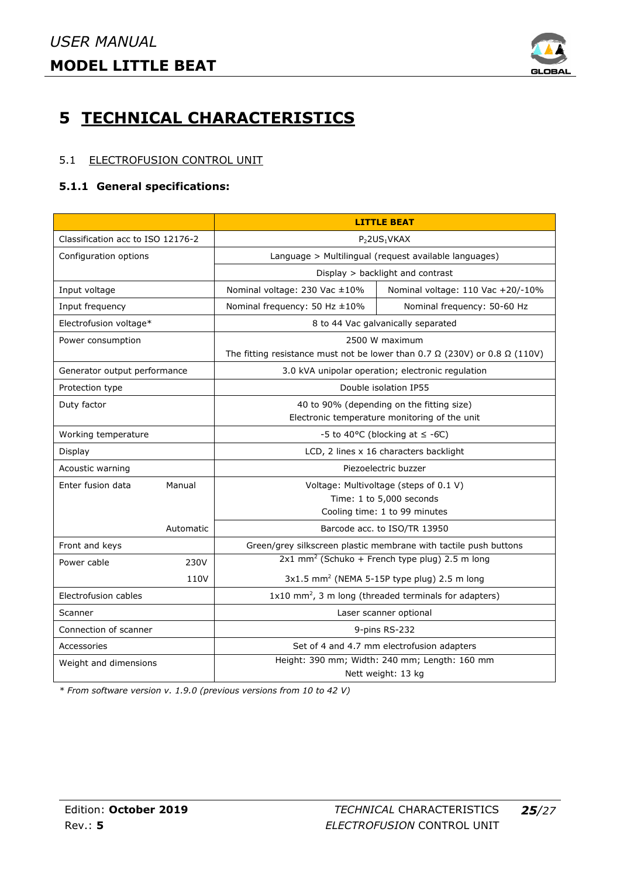# 5 TECHNICAL CHARACTERISTICS

## 5.1 ELECTROFUSION CONTROL UNIT

### 5.1.1 General specifications:

| | | LITTLE BEAT | |
|---|---|---|---|
| Classification acc to ISO 12176-2 | | $P_2$2US$_1$VKAX | |
| Configuration options | | Language > Multilingual (request available languages) | |
| | | Display > backlight and contrast | |
| Input voltage | | Nominal voltage: 230 Vac ±10% | Nominal voltage: 110 Vac +20/-10% |
| Input frequency | | Nominal frequency: 50 Hz ±10% | Nominal frequency: 50-60 Hz |
| Electrofusion voltage* | | 8 to 44 Vac galvanically separated | |
| Power consumption | | 2500 W maximum<br>The fitting resistance must not be lower than 0.7 Ω (230V) or 0.8 Ω (110V) | |
| Generator output performance | | 3.0 kVA unipolar operation; electronic regulation | |
| Protection type | | Double isolation IP55 | |
| Duty factor | | 40 to 90% (depending on the fitting size)<br>Electronic temperature monitoring of the unit | |
| Working temperature | | -5 to 40°C (blocking at ≤ -6C) | |
| Display | | LCD, 2 lines x 16 characters backlight | |
| Acoustic warning | | Piezoelectric buzzer | |
| Enter fusion data | Manual | Voltage: Multivoltage (steps of 0.1 V)<br>Time: 1 to 5,000 seconds<br>Cooling time: 1 to 99 minutes | |
| | Automatic | Barcode acc. to ISO/TR 13950 | |
| Front and keys | | Green/grey silkscreen plastic membrane with tactile push buttons | |
| Power cable | 230V | 2x1 mm$^2$ (Schuko + French type plug) 2.5 m long | |
| | 110V | 3x1.5 mm$^2$ (NEMA 5-15P type plug) 2.5 m long | |
| Electrofusion cables | | 1x10 mm$^2$, 3 m long (threaded terminals for adapters) | |
| Scanner | | Laser scanner optional | |
| Connection of scanner | | 9-pins RS-232 | |
| Accessories | | Set of 4 and 4.7 mm electrofusion adapters | |
| Weight and dimensions | | Height: 390 mm; Width: 240 mm; Length: 160 mm<br>Nett weight: 13 kg | |

*\* From software version v. 1.9.0 (previous versions from 10 to 42 V)*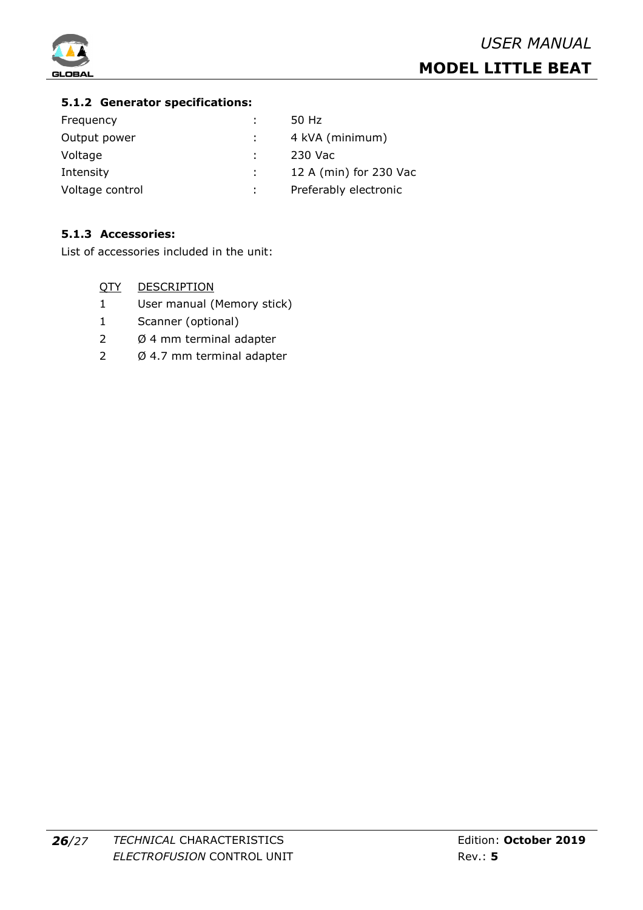### 5.1.2 Generator specifications:

| | | |
|---|---|---|
| Frequency | : | 50 Hz |
| Output power | : | 4 kVA (minimum) |
| Voltage | : | 230 Vac |
| Intensity | : | 12 A (min) for 230 Vac |
| Voltage control | : | Preferably electronic |

### 5.1.3 Accessories:

List of accessories included in the unit:

| QTY | DESCRIPTION |
|---|---|
| 1 | User manual (Memory stick) |
| 1 | Scanner (optional) |
| 2 | Ø 4 mm terminal adapter |
| 2 | Ø 4.7 mm terminal adapter |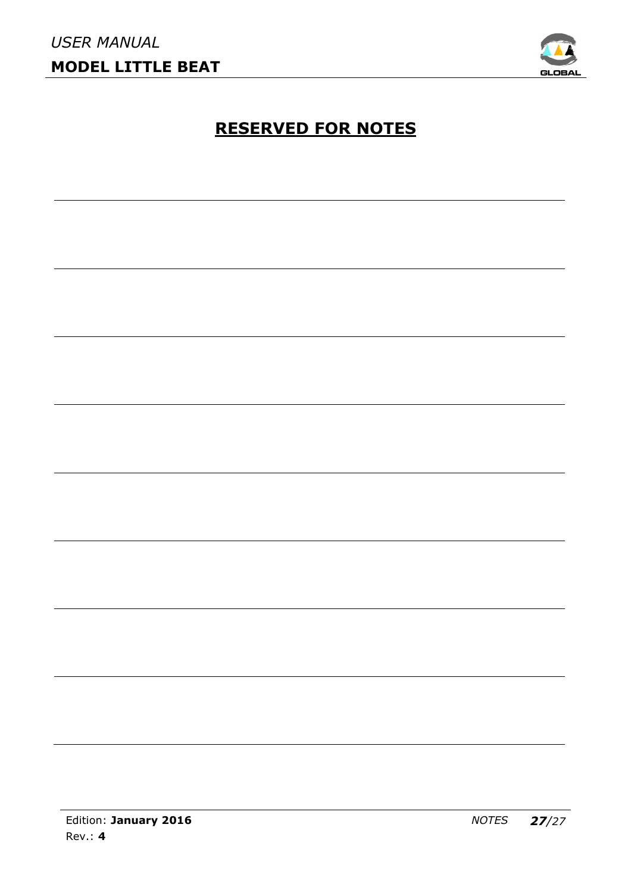# RESERVED FOR NOTES